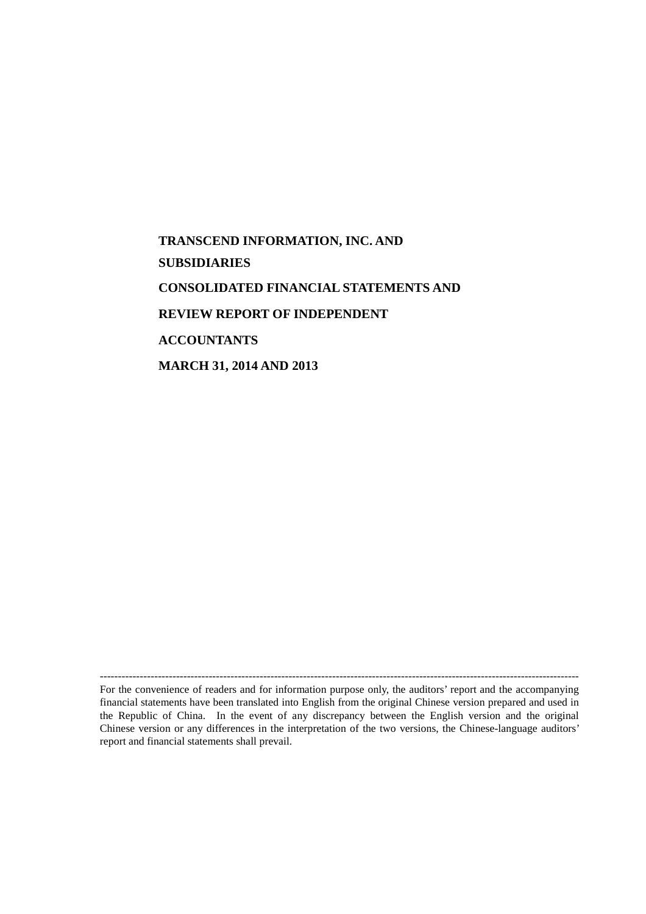# TRANSCEND INFORMATION, INC. AND SUBSIDIARIES

# CONSOLIDATED FINANCIAL STATEMENTS AND REVIEW REPORT OF INDEPENDENT ACCOUNTANTS

# MARCH 31, 2014 AND 2013

---

For the convenience of readers and for information purpose only, the auditors' report and the accompanying financial statements have been translated into English from the original Chinese version prepared and used in the Republic of China. In the event of any discrepancy between the English version and the original Chinese version or any differences in the interpretation of the two versions, the Chinese-language auditors' report and financial statements shall prevail.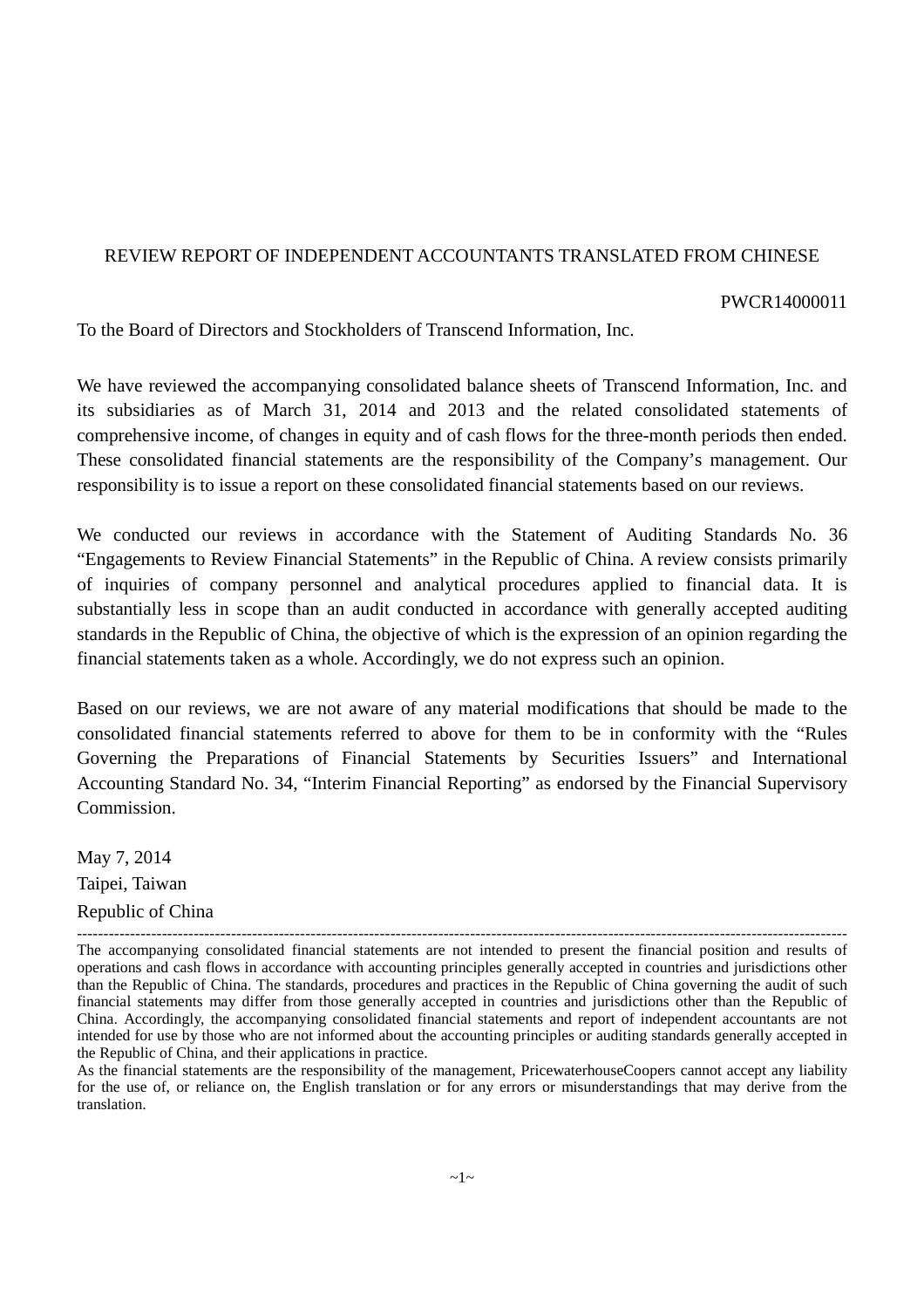# REVIEW REPORT OF INDEPENDENT ACCOUNTANTS TRANSLATED FROM CHINESE

PWCR14000011

To the Board of Directors and Stockholders of Transcend Information, Inc.

We have reviewed the accompanying consolidated balance sheets of Transcend Information, Inc. and its subsidiaries as of March 31, 2014 and 2013 and the related consolidated statements of comprehensive income, of changes in equity and of cash flows for the three-month periods then ended. These consolidated financial statements are the responsibility of the Company's management. Our responsibility is to issue a report on these consolidated financial statements based on our reviews.

We conducted our reviews in accordance with the Statement of Auditing Standards No. 36 "Engagements to Review Financial Statements" in the Republic of China. A review consists primarily of inquiries of company personnel and analytical procedures applied to financial data. It is substantially less in scope than an audit conducted in accordance with generally accepted auditing standards in the Republic of China, the objective of which is the expression of an opinion regarding the financial statements taken as a whole. Accordingly, we do not express such an opinion.

Based on our reviews, we are not aware of any material modifications that should be made to the consolidated financial statements referred to above for them to be in conformity with the "Rules Governing the Preparations of Financial Statements by Securities Issuers" and International Accounting Standard No. 34, "Interim Financial Reporting" as endorsed by the Financial Supervisory Commission.

May 7, 2014
Taipei, Taiwan
Republic of China

---

The accompanying consolidated financial statements are not intended to present the financial position and results of operations and cash flows in accordance with accounting principles generally accepted in countries and jurisdictions other than the Republic of China. The standards, procedures and practices in the Republic of China governing the audit of such financial statements may differ from those generally accepted in countries and jurisdictions other than the Republic of China. Accordingly, the accompanying consolidated financial statements and report of independent accountants are not intended for use by those who are not informed about the accounting principles or auditing standards generally accepted in the Republic of China, and their applications in practice.

As the financial statements are the responsibility of the management, PricewaterhouseCoopers cannot accept any liability for the use of, or reliance on, the English translation or for any errors or misunderstandings that may derive from the translation.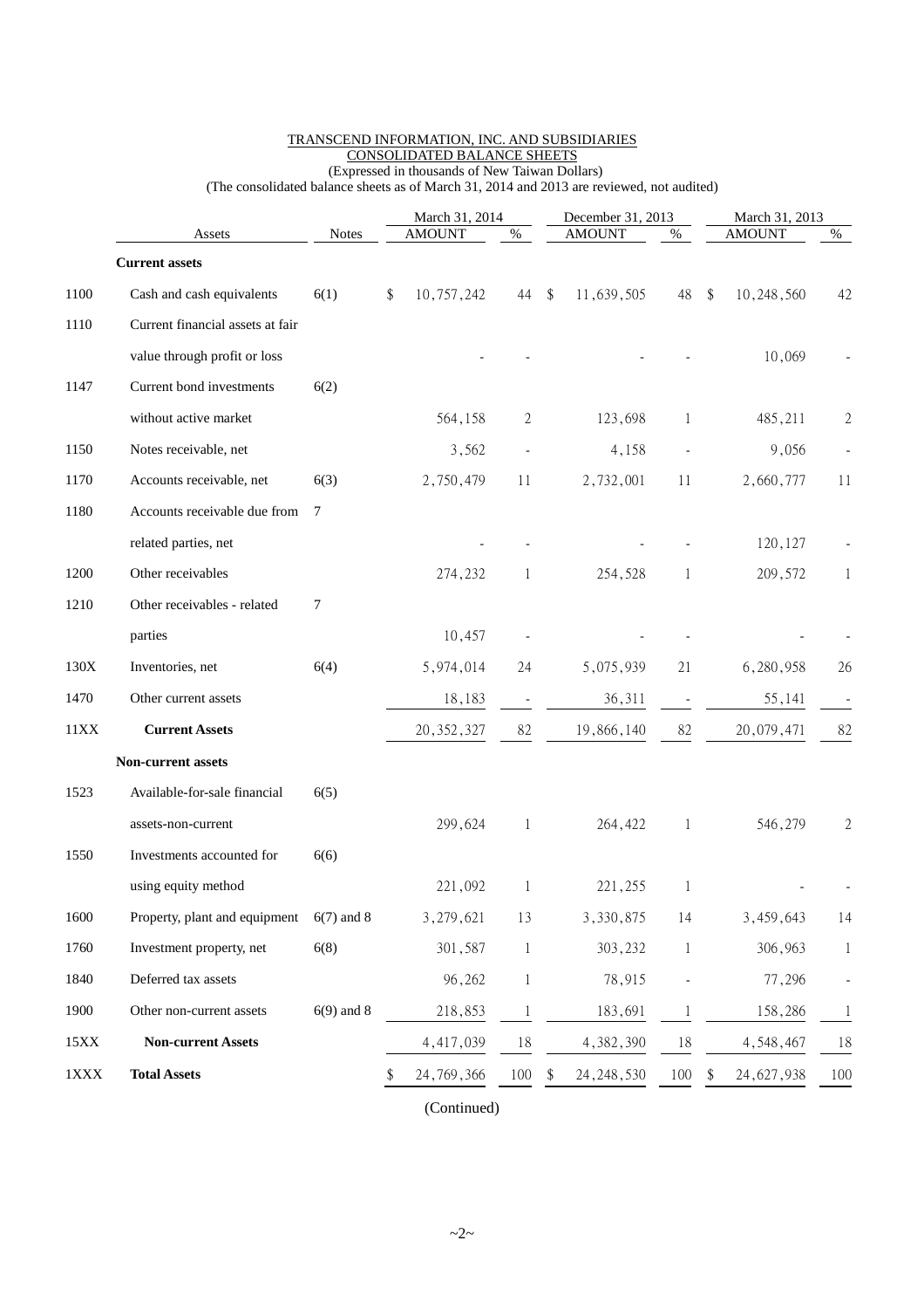TRANSCEND INFORMATION, INC. AND SUBSIDIARIES
CONSOLIDATED BALANCE SHEETS
(Expressed in thousands of New Taiwan Dollars)
(The consolidated balance sheets as of March 31, 2014 and 2013 are reviewed, not audited)

| | Assets | Notes | March 31, 2014 | | December 31, 2013 | | March 31, 2013 | |
|---|---|---|---|---|---|---|---|---|
| | | | AMOUNT | % | AMOUNT | % | AMOUNT | % |
| | **Current assets** | | | | | | | |
| 1100 | Cash and cash equivalents | 6(1) | $ 10,757,242 | 44 | $ 11,639,505 | 48 | $ 10,248,560 | 42 |
| 1110 | Current financial assets at fair value through profit or loss | | - | - | - | - | 10,069 | - |
| 1147 | Current bond investments without active market | 6(2) | 564,158 | 2 | 123,698 | 1 | 485,211 | 2 |
| 1150 | Notes receivable, net | | 3,562 | - | 4,158 | - | 9,056 | - |
| 1170 | Accounts receivable, net | 6(3) | 2,750,479 | 11 | 2,732,001 | 11 | 2,660,777 | 11 |
| 1180 | Accounts receivable due from related parties, net | 7 | - | - | - | - | 120,127 | - |
| 1200 | Other receivables | | 274,232 | 1 | 254,528 | 1 | 209,572 | 1 |
| 1210 | Other receivables - related parties | 7 | 10,457 | - | - | - | - | - |
| 130X | Inventories, net | 6(4) | 5,974,014 | 24 | 5,075,939 | 21 | 6,280,958 | 26 |
| 1470 | Other current assets | | 18,183 | - | 36,311 | - | 55,141 | - |
| 11XX | **Current Assets** | | 20,352,327 | 82 | 19,866,140 | 82 | 20,079,471 | 82 |
| | **Non-current assets** | | | | | | | |
| 1523 | Available-for-sale financial assets-non-current | 6(5) | 299,624 | 1 | 264,422 | 1 | 546,279 | 2 |
| 1550 | Investments accounted for using equity method | 6(6) | 221,092 | 1 | 221,255 | 1 | - | - |
| 1600 | Property, plant and equipment | 6(7) and 8 | 3,279,621 | 13 | 3,330,875 | 14 | 3,459,643 | 14 |
| 1760 | Investment property, net | 6(8) | 301,587 | 1 | 303,232 | 1 | 306,963 | 1 |
| 1840 | Deferred tax assets | | 96,262 | 1 | 78,915 | - | 77,296 | - |
| 1900 | Other non-current assets | 6(9) and 8 | 218,853 | 1 | 183,691 | 1 | 158,286 | 1 |
| 15XX | **Non-current Assets** | | 4,417,039 | 18 | 4,382,390 | 18 | 4,548,467 | 18 |
| 1XXX | **Total Assets** | | $ 24,769,366 | 100 | $ 24,248,530 | 100 | $ 24,627,938 | 100 |

(Continued)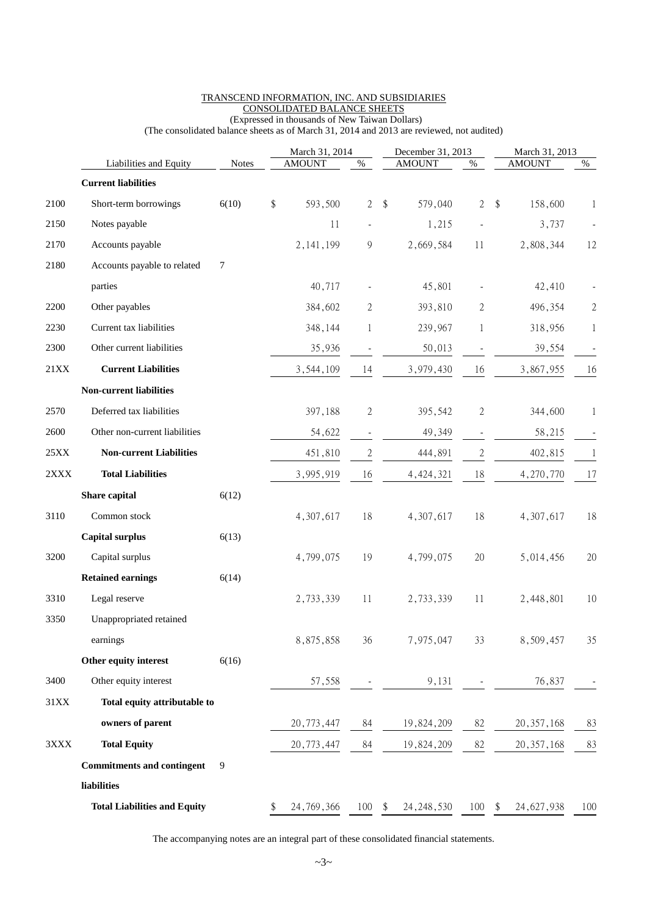TRANSCEND INFORMATION, INC. AND SUBSIDIARIES
CONSOLIDATED BALANCE SHEETS
(Expressed in thousands of New Taiwan Dollars)
(The consolidated balance sheets as of March 31, 2014 and 2013 are reviewed, not audited)

| | Liabilities and Equity | Notes | March 31, 2014 AMOUNT | % | December 31, 2013 AMOUNT | % | March 31, 2013 AMOUNT | % |
|---|---|---|---|---|---|---|---|---|
| | **Current liabilities** | | | | | | | |
| 2100 | Short-term borrowings | 6(10) | $ 593,500 | 2 | $ 579,040 | 2 | $ 158,600 | 1 |
| 2150 | Notes payable | | 11 | - | 1,215 | - | 3,737 | - |
| 2170 | Accounts payable | | 2,141,199 | 9 | 2,669,584 | 11 | 2,808,344 | 12 |
| 2180 | Accounts payable to related parties | 7 | 40,717 | - | 45,801 | - | 42,410 | - |
| 2200 | Other payables | | 384,602 | 2 | 393,810 | 2 | 496,354 | 2 |
| 2230 | Current tax liabilities | | 348,144 | 1 | 239,967 | 1 | 318,956 | 1 |
| 2300 | Other current liabilities | | 35,936 | - | 50,013 | - | 39,554 | - |
| 21XX | **Current Liabilities** | | 3,544,109 | 14 | 3,979,430 | 16 | 3,867,955 | 16 |
| | **Non-current liabilities** | | | | | | | |
| 2570 | Deferred tax liabilities | | 397,188 | 2 | 395,542 | 2 | 344,600 | 1 |
| 2600 | Other non-current liabilities | | 54,622 | - | 49,349 | - | 58,215 | - |
| 25XX | **Non-current Liabilities** | | 451,810 | 2 | 444,891 | 2 | 402,815 | 1 |
| 2XXX | **Total Liabilities** | | 3,995,919 | 16 | 4,424,321 | 18 | 4,270,770 | 17 |
| | **Share capital** | 6(12) | | | | | | |
| 3110 | Common stock | | 4,307,617 | 18 | 4,307,617 | 18 | 4,307,617 | 18 |
| | **Capital surplus** | 6(13) | | | | | | |
| 3200 | Capital surplus | | 4,799,075 | 19 | 4,799,075 | 20 | 5,014,456 | 20 |
| | **Retained earnings** | 6(14) | | | | | | |
| 3310 | Legal reserve | | 2,733,339 | 11 | 2,733,339 | 11 | 2,448,801 | 10 |
| 3350 | Unappropriated retained earnings | | 8,875,858 | 36 | 7,975,047 | 33 | 8,509,457 | 35 |
| | **Other equity interest** | 6(16) | | | | | | |
| 3400 | Other equity interest | | 57,558 | - | 9,131 | - | 76,837 | - |
| 31XX | **Total equity attributable to owners of parent** | | 20,773,447 | 84 | 19,824,209 | 82 | 20,357,168 | 83 |
| 3XXX | **Total Equity** | | 20,773,447 | 84 | 19,824,209 | 82 | 20,357,168 | 83 |
| | **Commitments and contingent liabilities** | 9 | | | | | | |
| | **Total Liabilities and Equity** | | $ 24,769,366 | 100 | $ 24,248,530 | 100 | $ 24,627,938 | 100 |

The accompanying notes are an integral part of these consolidated financial statements.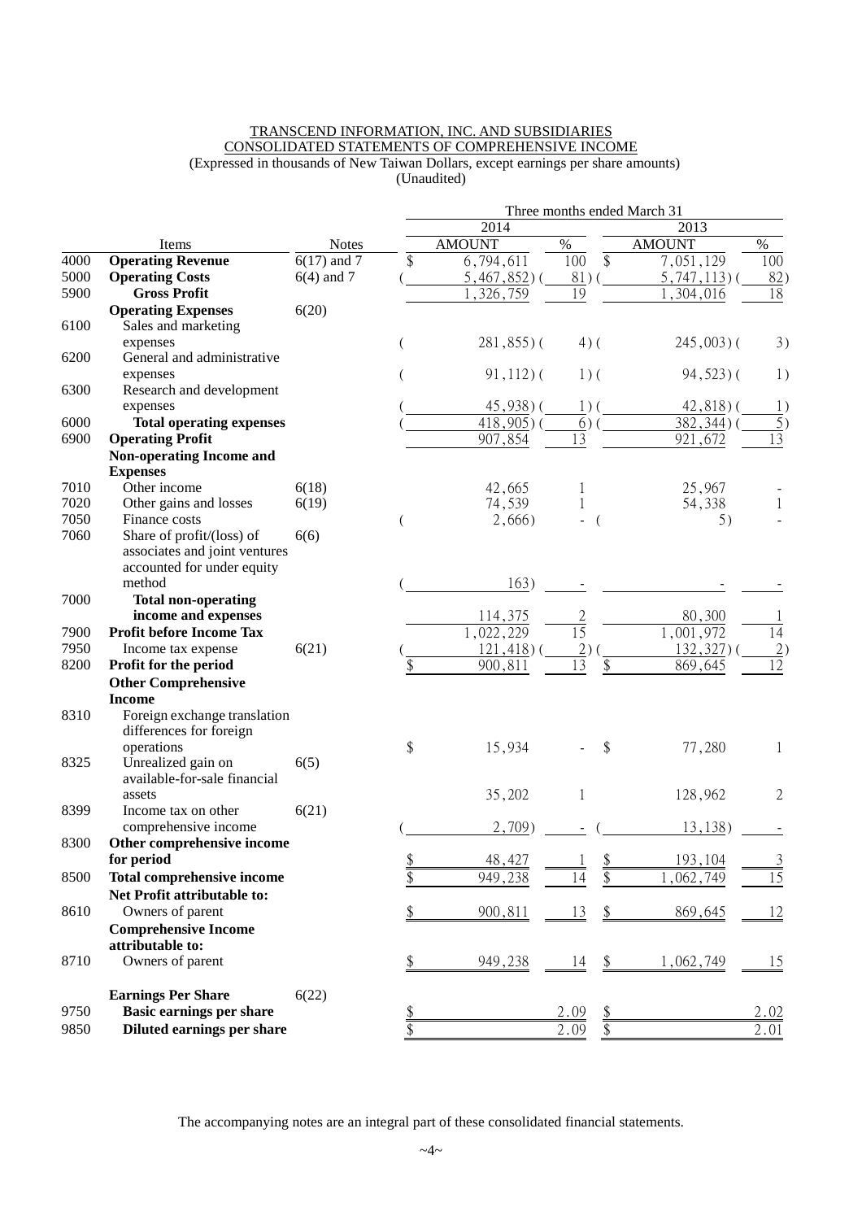TRANSCEND INFORMATION, INC. AND SUBSIDIARIES
CONSOLIDATED STATEMENTS OF COMPREHENSIVE INCOME
(Expressed in thousands of New Taiwan Dollars, except earnings per share amounts)
(Unaudited)

| | Items | Notes | Three months ended March 31 | | | |
|---|---|---|---|---|---|---|
| | | | 2014 | | 2013 | |
| | | | AMOUNT | % | AMOUNT | % |
| 4000 | **Operating Revenue** | 6(17) and 7 | $ 6,794,611 | 100 | $ 7,051,129 | 100 |
| 5000 | **Operating Costs** | 6(4) and 7 | ( 5,467,852) | ( 81) | ( 5,747,113) | ( 82) |
| 5900 | **Gross Profit** | | 1,326,759 | 19 | 1,304,016 | 18 |
| | **Operating Expenses** | 6(20) | | | | |
| 6100 | Sales and marketing expenses | | ( 281,855) | ( 4) | ( 245,003) | ( 3) |
| 6200 | General and administrative expenses | | ( 91,112) | ( 1) | ( 94,523) | ( 1) |
| 6300 | Research and development expenses | | ( 45,938) | ( 1) | ( 42,818) | ( 1) |
| 6000 | **Total operating expenses** | | ( 418,905) | ( 6) | ( 382,344) | ( 5) |
| 6900 | **Operating Profit** | | 907,854 | 13 | 921,672 | 13 |
| | **Non-operating Income and Expenses** | | | | | |
| 7010 | Other income | 6(18) | 42,665 | 1 | 25,967 | - |
| 7020 | Other gains and losses | 6(19) | 74,539 | 1 | 54,338 | 1 |
| 7050 | Finance costs | | ( 2,666) | - | ( 5) | - |
| 7060 | Share of profit/(loss) of associates and joint ventures accounted for under equity method | 6(6) | ( 163) | - | - | - |
| 7000 | **Total non-operating income and expenses** | | 114,375 | 2 | 80,300 | 1 |
| 7900 | **Profit before Income Tax** | | 1,022,229 | 15 | 1,001,972 | 14 |
| 7950 | Income tax expense | 6(21) | ( 121,418) | ( 2) | ( 132,327) | ( 2) |
| 8200 | **Profit for the period** | | $ 900,811 | 13 | $ 869,645 | 12 |
| | **Other Comprehensive Income** | | | | | |
| 8310 | Foreign exchange translation differences for foreign operations | | $ 15,934 | - | $ 77,280 | 1 |
| 8325 | Unrealized gain on available-for-sale financial assets | 6(5) | 35,202 | 1 | 128,962 | 2 |
| 8399 | Income tax on other comprehensive income | 6(21) | ( 2,709) | - | ( 13,138) | - |
| 8300 | **Other comprehensive income for period** | | $ 48,427 | 1 | $ 193,104 | 3 |
| 8500 | **Total comprehensive income** | | $ 949,238 | 14 | $ 1,062,749 | 15 |
| | **Net Profit attributable to:** | | | | | |
| 8610 | Owners of parent | | $ 900,811 | 13 | $ 869,645 | 12 |
| | **Comprehensive Income attributable to:** | | | | | |
| 8710 | Owners of parent | | $ 949,238 | 14 | $ 1,062,749 | 15 |
| | **Earnings Per Share** | 6(22) | | | | |
| 9750 | **Basic earnings per share** | | $ | 2.09 | $ | 2.02 |
| 9850 | **Diluted earnings per share** | | $ | 2.09 | $ | 2.01 |

The accompanying notes are an integral part of these consolidated financial statements.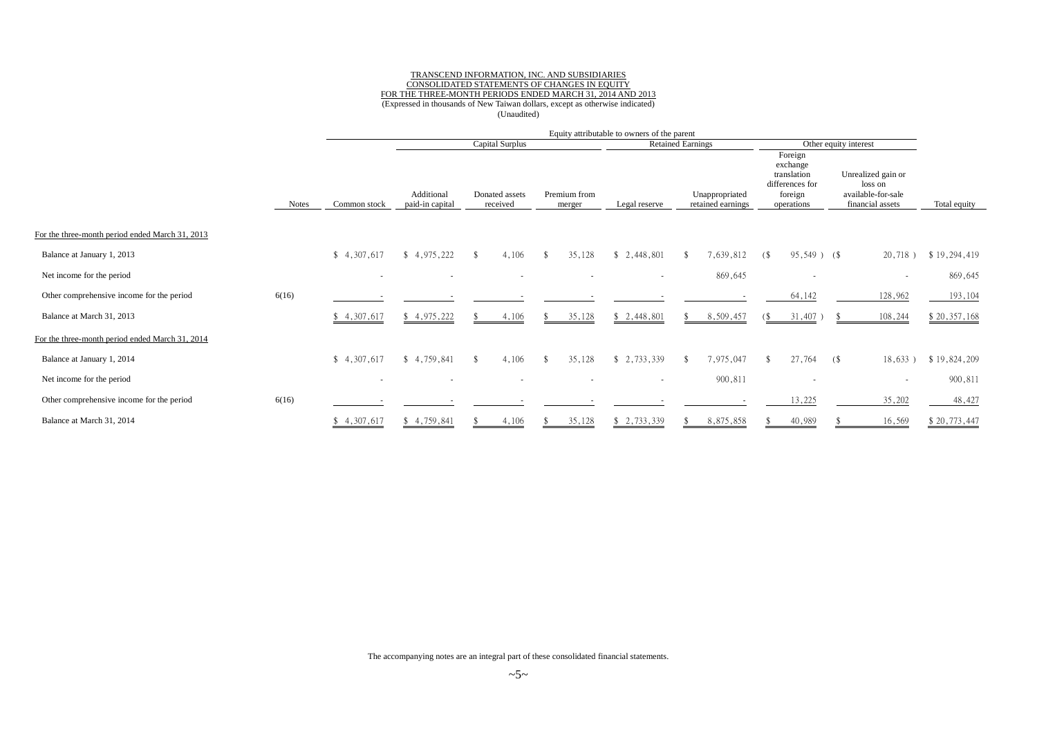TRANSCEND INFORMATION, INC. AND SUBSIDIARIES
CONSOLIDATED STATEMENTS OF CHANGES IN EQUITY
FOR THE THREE-MONTH PERIODS ENDED MARCH 31, 2014 AND 2013
(Expressed in thousands of New Taiwan dollars, except as otherwise indicated)
(Unaudited)

| | | Equity attributable to owners of the parent | | | | | | | | |
|---|---|---|---|---|---|---|---|---|---|---|
| | | | Capital Surplus | | | Retained Earnings | | Other equity interest | | |
| | Notes | Common stock | Additional paid-in capital | Donated assets received | Premium from merger | Legal reserve | Unappropriated retained earnings | Foreign exchange translation differences for foreign operations | Unrealized gain or loss on available-for-sale financial assets | Total equity |
| For the three-month period ended March 31, 2013 | | | | | | | | | | |
| Balance at January 1, 2013 | | $ 4,307,617 | $ 4,975,222 | $ 4,106 | $ 35,128 | $ 2,448,801 | $ 7,639,812 | ($ 95,549 ) | ($ 20,718 ) | $ 19,294,419 |
| Net income for the period | | - | - | - | - | - | 869,645 | - | - | 869,645 |
| Other comprehensive income for the period | 6(16) | - | - | - | - | - | - | 64,142 | 128,962 | 193,104 |
| Balance at March 31, 2013 | | $ 4,307,617 | $ 4,975,222 | $ 4,106 | $ 35,128 | $ 2,448,801 | $ 8,509,457 | ($ 31,407 ) | $ 108,244 | $ 20,357,168 |
| For the three-month period ended March 31, 2014 | | | | | | | | | | |
| Balance at January 1, 2014 | | $ 4,307,617 | $ 4,759,841 | $ 4,106 | $ 35,128 | $ 2,733,339 | $ 7,975,047 | $ 27,764 | ($ 18,633 ) | $ 19,824,209 |
| Net income for the period | | - | - | - | - | - | 900,811 | - | - | 900,811 |
| Other comprehensive income for the period | 6(16) | - | - | - | - | - | - | 13,225 | 35,202 | 48,427 |
| Balance at March 31, 2014 | | $ 4,307,617 | $ 4,759,841 | $ 4,106 | $ 35,128 | $ 2,733,339 | $ 8,875,858 | $ 40,989 | $ 16,569 | $ 20,773,447 |

The accompanying notes are an integral part of these consolidated financial statements.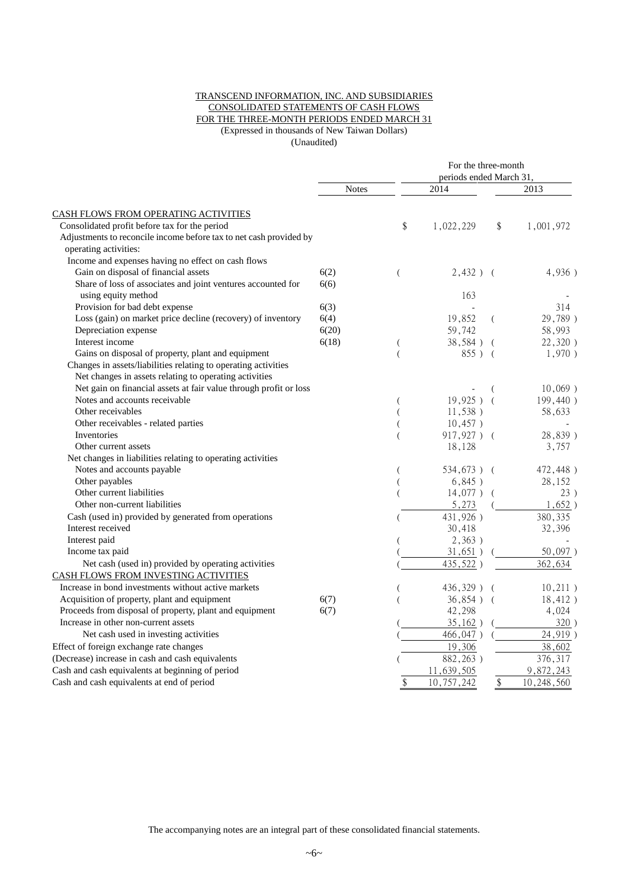TRANSCEND INFORMATION, INC. AND SUBSIDIARIES
CONSOLIDATED STATEMENTS OF CASH FLOWS
FOR THE THREE-MONTH PERIODS ENDED MARCH 31
(Expressed in thousands of New Taiwan Dollars)
(Unaudited)

| | Notes | For the three-month periods ended March 31, 2014 | 2013 |
|---|---|---|---|
| CASH FLOWS FROM OPERATING ACTIVITIES | | | |
| Consolidated profit before tax for the period | | $ 1,022,229 | $ 1,001,972 |
| Adjustments to reconcile income before tax to net cash provided by operating activities: | | | |
| Income and expenses having no effect on cash flows | | | |
| Gain on disposal of financial assets | 6(2) | ( 2,432 ) | ( 4,936 ) |
| Share of loss of associates and joint ventures accounted for using equity method | 6(6) | 163 | - |
| Provision for bad debt expense | 6(3) | - | 314 |
| Loss (gain) on market price decline (recovery) of inventory | 6(4) | 19,852 | ( 29,789 ) |
| Depreciation expense | 6(20) | 59,742 | 58,993 |
| Interest income | 6(18) | ( 38,584 ) | ( 22,320 ) |
| Gains on disposal of property, plant and equipment | | ( 855 ) | ( 1,970 ) |
| Changes in assets/liabilities relating to operating activities | | | |
| Net changes in assets relating to operating activities | | | |
| Net gain on financial assets at fair value through profit or loss | | - | ( 10,069 ) |
| Notes and accounts receivable | | ( 19,925 ) | ( 199,440 ) |
| Other receivables | | ( 11,538 ) | 58,633 |
| Other receivables - related parties | | ( 10,457 ) | - |
| Inventories | | ( 917,927 ) | ( 28,839 ) |
| Other current assets | | 18,128 | 3,757 |
| Net changes in liabilities relating to operating activities | | | |
| Notes and accounts payable | | ( 534,673 ) | ( 472,448 ) |
| Other payables | | ( 6,845 ) | 28,152 |
| Other current liabilities | | ( 14,077 ) | ( 23 ) |
| Other non-current liabilities | | 5,273 | ( 1,652 ) |
| Cash (used in) provided by generated from operations | | ( 431,926 ) | 380,335 |
| Interest received | | 30,418 | 32,396 |
| Interest paid | | ( 2,363 ) | - |
| Income tax paid | | ( 31,651 ) | ( 50,097 ) |
| Net cash (used in) provided by operating activities | | ( 435,522 ) | 362,634 |
| CASH FLOWS FROM INVESTING ACTIVITIES | | | |
| Increase in bond investments without active markets | | ( 436,329 ) | ( 10,211 ) |
| Acquisition of property, plant and equipment | 6(7) | ( 36,854 ) | ( 18,412 ) |
| Proceeds from disposal of property, plant and equipment | 6(7) | 42,298 | 4,024 |
| Increase in other non-current assets | | ( 35,162 ) | ( 320 ) |
| Net cash used in investing activities | | ( 466,047 ) | ( 24,919 ) |
| Effect of foreign exchange rate changes | | 19,306 | 38,602 |
| (Decrease) increase in cash and cash equivalents | | ( 882,263 ) | 376,317 |
| Cash and cash equivalents at beginning of period | | 11,639,505 | 9,872,243 |
| Cash and cash equivalents at end of period | | $ 10,757,242 | $ 10,248,560 |

The accompanying notes are an integral part of these consolidated financial statements.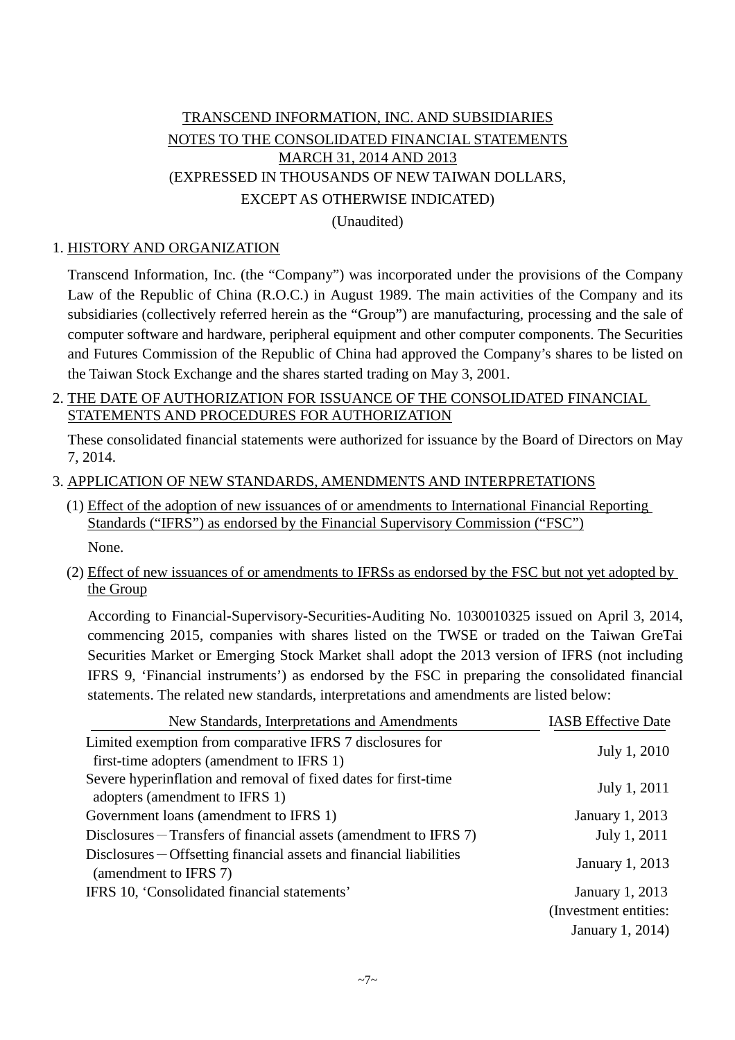TRANSCEND INFORMATION, INC. AND SUBSIDIARIES
NOTES TO THE CONSOLIDATED FINANCIAL STATEMENTS
MARCH 31, 2014 AND 2013
(EXPRESSED IN THOUSANDS OF NEW TAIWAN DOLLARS,
EXCEPT AS OTHERWISE INDICATED)
(Unaudited)

## 1. HISTORY AND ORGANIZATION

Transcend Information, Inc. (the "Company") was incorporated under the provisions of the Company Law of the Republic of China (R.O.C.) in August 1989. The main activities of the Company and its subsidiaries (collectively referred herein as the "Group") are manufacturing, processing and the sale of computer software and hardware, peripheral equipment and other computer components. The Securities and Futures Commission of the Republic of China had approved the Company's shares to be listed on the Taiwan Stock Exchange and the shares started trading on May 3, 2001.

## 2. THE DATE OF AUTHORIZATION FOR ISSUANCE OF THE CONSOLIDATED FINANCIAL STATEMENTS AND PROCEDURES FOR AUTHORIZATION

These consolidated financial statements were authorized for issuance by the Board of Directors on May 7, 2014.

## 3. APPLICATION OF NEW STANDARDS, AMENDMENTS AND INTERPRETATIONS

### (1) Effect of the adoption of new issuances of or amendments to International Financial Reporting Standards ("IFRS") as endorsed by the Financial Supervisory Commission ("FSC")

None.

### (2) Effect of new issuances of or amendments to IFRSs as endorsed by the FSC but not yet adopted by the Group

According to Financial-Supervisory-Securities-Auditing No. 1030010325 issued on April 3, 2014, commencing 2015, companies with shares listed on the TWSE or traded on the Taiwan GreTai Securities Market or Emerging Stock Market shall adopt the 2013 version of IFRS (not including IFRS 9, 'Financial instruments') as endorsed by the FSC in preparing the consolidated financial statements. The related new standards, interpretations and amendments are listed below:

| New Standards, Interpretations and Amendments | IASB Effective Date |
|---|---|
| Limited exemption from comparative IFRS 7 disclosures for first-time adopters (amendment to IFRS 1) | July 1, 2010 |
| Severe hyperinflation and removal of fixed dates for first-time adopters (amendment to IFRS 1) | July 1, 2011 |
| Government loans (amendment to IFRS 1) | January 1, 2013 |
| Disclosures－Transfers of financial assets (amendment to IFRS 7) | July 1, 2011 |
| Disclosures－Offsetting financial assets and financial liabilities (amendment to IFRS 7) | January 1, 2013 |
| IFRS 10, 'Consolidated financial statements' | January 1, 2013 (Investment entities: January 1, 2014) |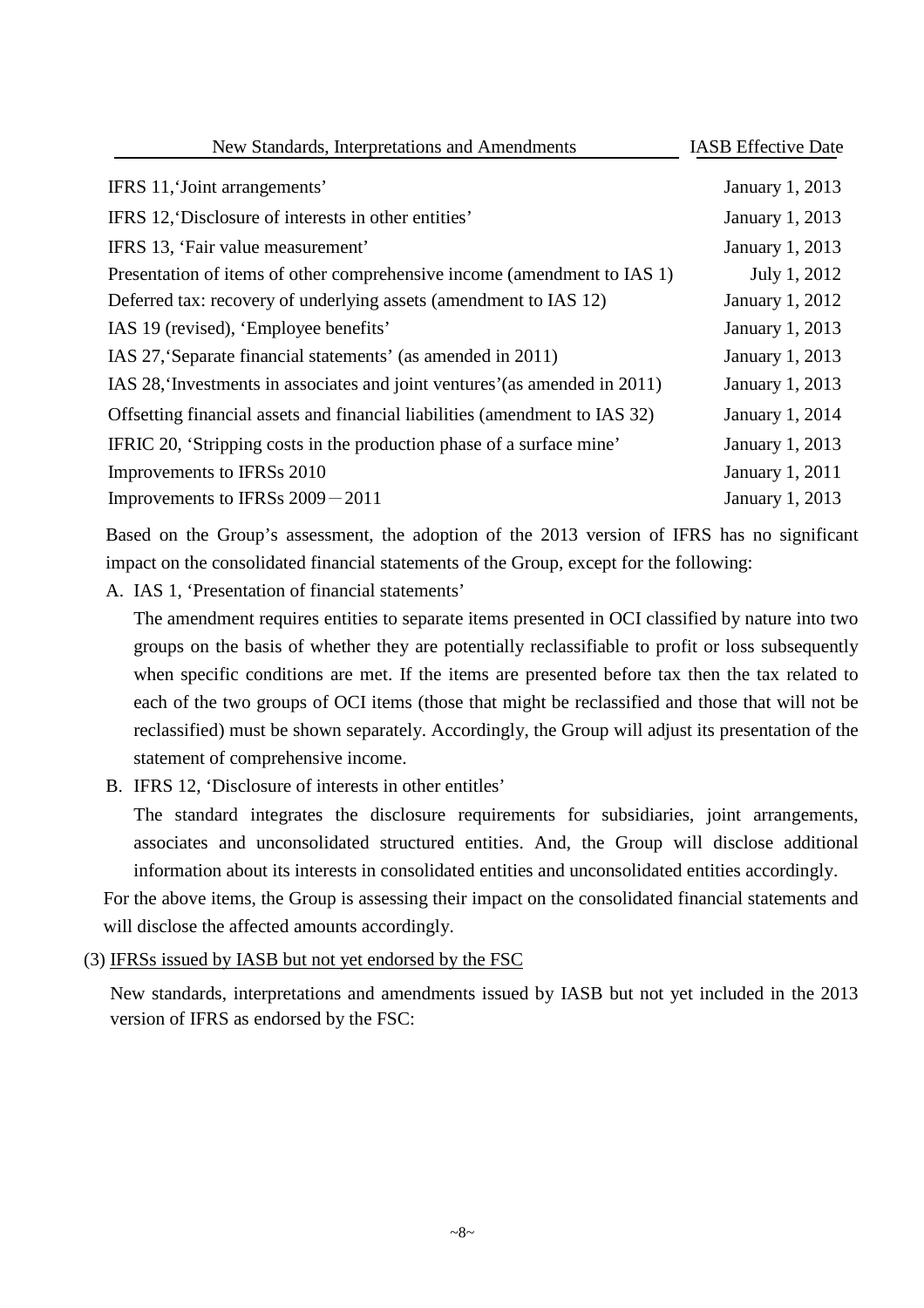| New Standards, Interpretations and Amendments | IASB Effective Date |
| --- | --- |
| IFRS 11,'Joint arrangements' | January 1, 2013 |
| IFRS 12,'Disclosure of interests in other entities' | January 1, 2013 |
| IFRS 13, 'Fair value measurement' | January 1, 2013 |
| Presentation of items of other comprehensive income (amendment to IAS 1) | July 1, 2012 |
| Deferred tax: recovery of underlying assets (amendment to IAS 12) | January 1, 2012 |
| IAS 19 (revised), 'Employee benefits' | January 1, 2013 |
| IAS 27,'Separate financial statements' (as amended in 2011) | January 1, 2013 |
| IAS 28,'Investments in associates and joint ventures'(as amended in 2011) | January 1, 2013 |
| Offsetting financial assets and financial liabilities (amendment to IAS 32) | January 1, 2014 |
| IFRIC 20, 'Stripping costs in the production phase of a surface mine' | January 1, 2013 |
| Improvements to IFRSs 2010 | January 1, 2011 |
| Improvements to IFRSs 2009－2011 | January 1, 2013 |

Based on the Group's assessment, the adoption of the 2013 version of IFRS has no significant impact on the consolidated financial statements of the Group, except for the following:

A. IAS 1, 'Presentation of financial statements'

   The amendment requires entities to separate items presented in OCI classified by nature into two groups on the basis of whether they are potentially reclassifiable to profit or loss subsequently when specific conditions are met. If the items are presented before tax then the tax related to each of the two groups of OCI items (those that might be reclassified and those that will not be reclassified) must be shown separately. Accordingly, the Group will adjust its presentation of the statement of comprehensive income.

B. IFRS 12, 'Disclosure of interests in other entitles'

   The standard integrates the disclosure requirements for subsidiaries, joint arrangements, associates and unconsolidated structured entities. And, the Group will disclose additional information about its interests in consolidated entities and unconsolidated entities accordingly.

For the above items, the Group is assessing their impact on the consolidated financial statements and will disclose the affected amounts accordingly.

(3) IFRSs issued by IASB but not yet endorsed by the FSC

New standards, interpretations and amendments issued by IASB but not yet included in the 2013 version of IFRS as endorsed by the FSC: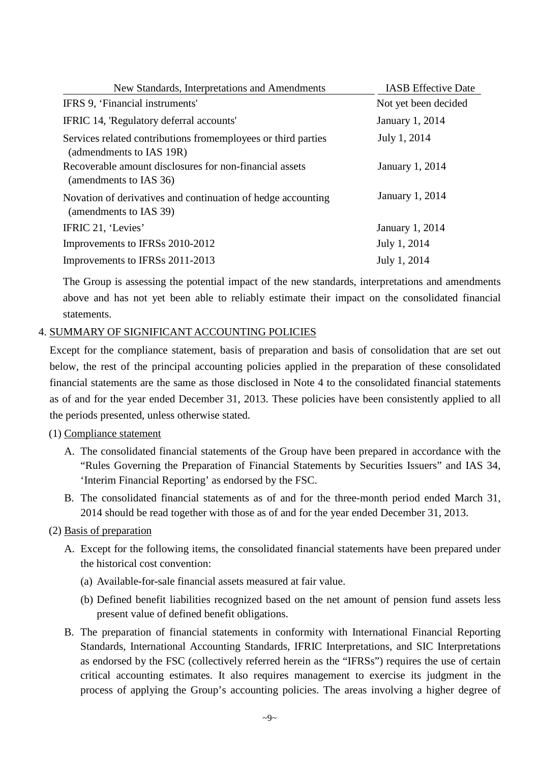| New Standards, Interpretations and Amendments | IASB Effective Date |
|---|---|
| IFRS 9, 'Financial instruments' | Not yet been decided |
| IFRIC 14, 'Regulatory deferral accounts' | January 1, 2014 |
| Services related contributions fromemployees or third parties (admendments to IAS 19R) | July 1, 2014 |
| Recoverable amount disclosures for non-financial assets (amendments to IAS 36) | January 1, 2014 |
| Novation of derivatives and continuation of hedge accounting (amendments to IAS 39) | January 1, 2014 |
| IFRIC 21, 'Levies' | January 1, 2014 |
| Improvements to IFRSs 2010-2012 | July 1, 2014 |
| Improvements to IFRSs 2011-2013 | July 1, 2014 |

The Group is assessing the potential impact of the new standards, interpretations and amendments above and has not yet been able to reliably estimate their impact on the consolidated financial statements.

4. SUMMARY OF SIGNIFICANT ACCOUNTING POLICIES

Except for the compliance statement, basis of preparation and basis of consolidation that are set out below, the rest of the principal accounting policies applied in the preparation of these consolidated financial statements are the same as those disclosed in Note 4 to the consolidated financial statements as of and for the year ended December 31, 2013. These policies have been consistently applied to all the periods presented, unless otherwise stated.

(1) Compliance statement

A. The consolidated financial statements of the Group have been prepared in accordance with the "Rules Governing the Preparation of Financial Statements by Securities Issuers" and IAS 34, 'Interim Financial Reporting' as endorsed by the FSC.

B. The consolidated financial statements as of and for the three-month period ended March 31, 2014 should be read together with those as of and for the year ended December 31, 2013.

(2) Basis of preparation

A. Except for the following items, the consolidated financial statements have been prepared under the historical cost convention:

(a) Available-for-sale financial assets measured at fair value.

(b) Defined benefit liabilities recognized based on the net amount of pension fund assets less present value of defined benefit obligations.

B. The preparation of financial statements in conformity with International Financial Reporting Standards, International Accounting Standards, IFRIC Interpretations, and SIC Interpretations as endorsed by the FSC (collectively referred herein as the "IFRSs") requires the use of certain critical accounting estimates. It also requires management to exercise its judgment in the process of applying the Group's accounting policies. The areas involving a higher degree of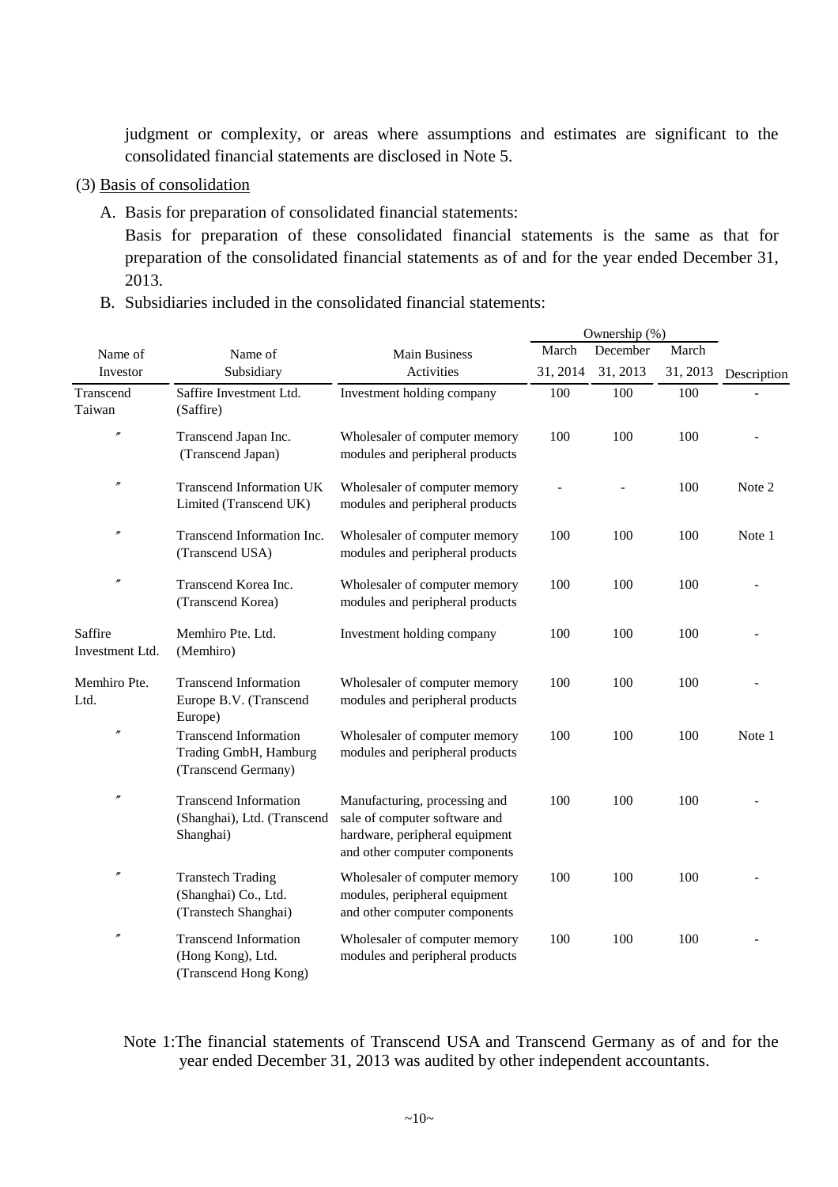judgment or complexity, or areas where assumptions and estimates are significant to the consolidated financial statements are disclosed in Note 5.

(3) Basis of consolidation

A. Basis for preparation of consolidated financial statements:

Basis for preparation of these consolidated financial statements is the same as that for preparation of the consolidated financial statements as of and for the year ended December 31, 2013.

B. Subsidiaries included in the consolidated financial statements:

| Name of Investor | Name of Subsidiary | Main Business Activities | Ownership (%) March 31, 2014 | December 31, 2013 | March 31, 2013 | Description |
|---|---|---|---|---|---|---|
| Transcend Taiwan | Saffire Investment Ltd. (Saffire) | Investment holding company | 100 | 100 | 100 | - |
| 〃 | Transcend Japan Inc. (Transcend Japan) | Wholesaler of computer memory modules and peripheral products | 100 | 100 | 100 | - |
| 〃 | Transcend Information UK Limited (Transcend UK) | Wholesaler of computer memory modules and peripheral products | - | - | 100 | Note 2 |
| 〃 | Transcend Information Inc. (Transcend USA) | Wholesaler of computer memory modules and peripheral products | 100 | 100 | 100 | Note 1 |
| 〃 | Transcend Korea Inc. (Transcend Korea) | Wholesaler of computer memory modules and peripheral products | 100 | 100 | 100 | - |
| Saffire Investment Ltd. | Memhiro Pte. Ltd. (Memhiro) | Investment holding company | 100 | 100 | 100 | - |
| Memhiro Pte. Ltd. | Transcend Information Europe B.V. (Transcend Europe) | Wholesaler of computer memory modules and peripheral products | 100 | 100 | 100 | - |
| 〃 | Transcend Information Trading GmbH, Hamburg (Transcend Germany) | Wholesaler of computer memory modules and peripheral products | 100 | 100 | 100 | Note 1 |
| 〃 | Transcend Information (Shanghai), Ltd. (Transcend Shanghai) | Manufacturing, processing and sale of computer software and hardware, peripheral equipment and other computer components | 100 | 100 | 100 | - |
| 〃 | Transtech Trading (Shanghai) Co., Ltd. (Transtech Shanghai) | Wholesaler of computer memory modules, peripheral equipment and other computer components | 100 | 100 | 100 | - |
| 〃 | Transcend Information (Hong Kong), Ltd. (Transcend Hong Kong) | Wholesaler of computer memory modules and peripheral products | 100 | 100 | 100 | - |

Note 1:The financial statements of Transcend USA and Transcend Germany as of and for the year ended December 31, 2013 was audited by other independent accountants.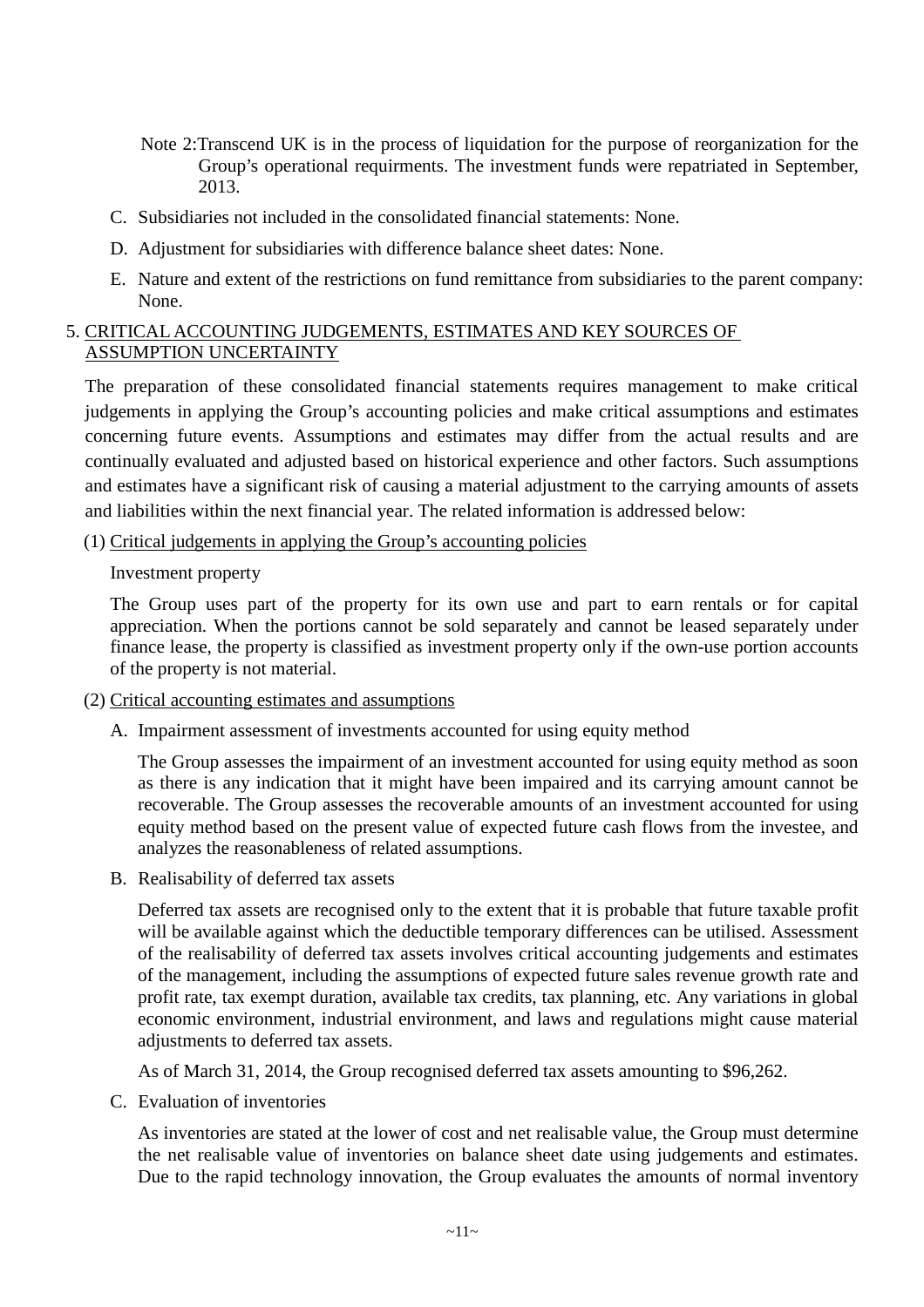Note 2: Transcend UK is in the process of liquidation for the purpose of reorganization for the Group's operational requirments. The investment funds were repatriated in September, 2013.

C. Subsidiaries not included in the consolidated financial statements: None.

D. Adjustment for subsidiaries with difference balance sheet dates: None.

E. Nature and extent of the restrictions on fund remittance from subsidiaries to the parent company: None.

## 5. CRITICAL ACCOUNTING JUDGEMENTS, ESTIMATES AND KEY SOURCES OF ASSUMPTION UNCERTAINTY

The preparation of these consolidated financial statements requires management to make critical judgements in applying the Group's accounting policies and make critical assumptions and estimates concerning future events. Assumptions and estimates may differ from the actual results and are continually evaluated and adjusted based on historical experience and other factors. Such assumptions and estimates have a significant risk of causing a material adjustment to the carrying amounts of assets and liabilities within the next financial year. The related information is addressed below:

### (1) Critical judgements in applying the Group's accounting policies

Investment property

The Group uses part of the property for its own use and part to earn rentals or for capital appreciation. When the portions cannot be sold separately and cannot be leased separately under finance lease, the property is classified as investment property only if the own-use portion accounts of the property is not material.

### (2) Critical accounting estimates and assumptions

A. Impairment assessment of investments accounted for using equity method

The Group assesses the impairment of an investment accounted for using equity method as soon as there is any indication that it might have been impaired and its carrying amount cannot be recoverable. The Group assesses the recoverable amounts of an investment accounted for using equity method based on the present value of expected future cash flows from the investee, and analyzes the reasonableness of related assumptions.

B. Realisability of deferred tax assets

Deferred tax assets are recognised only to the extent that it is probable that future taxable profit will be available against which the deductible temporary differences can be utilised. Assessment of the realisability of deferred tax assets involves critical accounting judgements and estimates of the management, including the assumptions of expected future sales revenue growth rate and profit rate, tax exempt duration, available tax credits, tax planning, etc. Any variations in global economic environment, industrial environment, and laws and regulations might cause material adjustments to deferred tax assets.

As of March 31, 2014, the Group recognised deferred tax assets amounting to $96,262.

C. Evaluation of inventories

As inventories are stated at the lower of cost and net realisable value, the Group must determine the net realisable value of inventories on balance sheet date using judgements and estimates. Due to the rapid technology innovation, the Group evaluates the amounts of normal inventory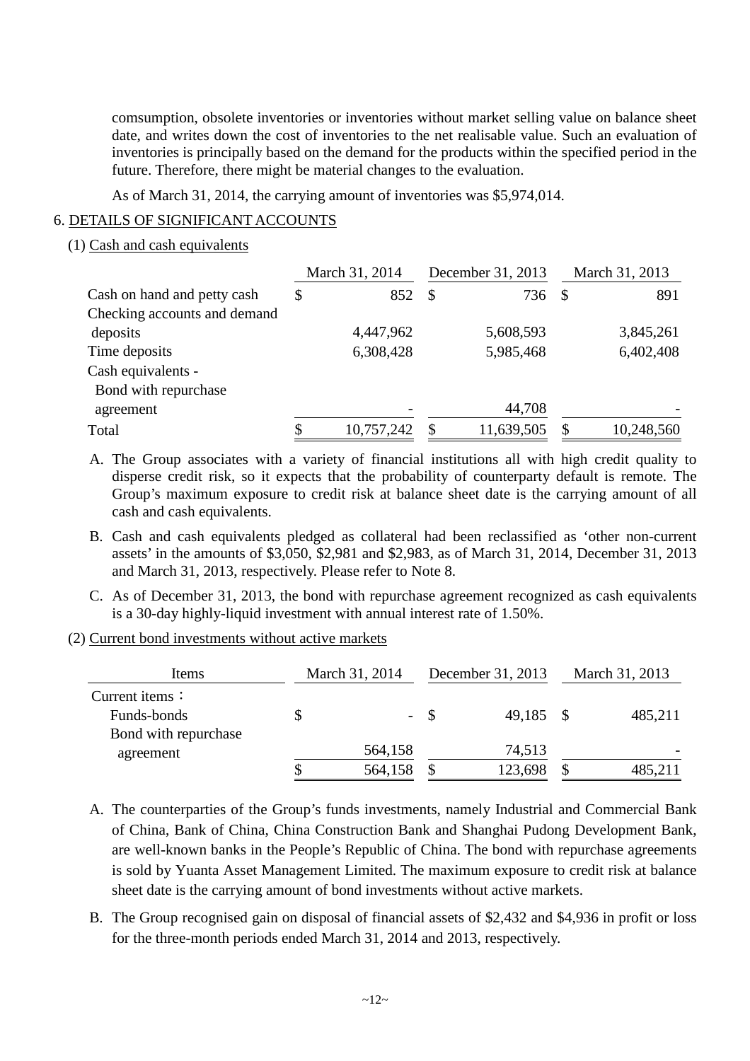comsumption, obsolete inventories or inventories without market selling value on balance sheet date, and writes down the cost of inventories to the net realisable value. Such an evaluation of inventories is principally based on the demand for the products within the specified period in the future. Therefore, there might be material changes to the evaluation.

As of March 31, 2014, the carrying amount of inventories was $5,974,014.

## 6. DETAILS OF SIGNIFICANT ACCOUNTS

### (1) Cash and cash equivalents

| | March 31, 2014 | December 31, 2013 | March 31, 2013 |
|---|---|---|---|
| Cash on hand and petty cash | $ 852 | $ 736 | $ 891 |
| Checking accounts and demand deposits | 4,447,962 | 5,608,593 | 3,845,261 |
| Time deposits | 6,308,428 | 5,985,468 | 6,402,408 |
| Cash equivalents - Bond with repurchase agreement | - | 44,708 | - |
| Total | $ 10,757,242 | $ 11,639,505 | $ 10,248,560 |

A. The Group associates with a variety of financial institutions all with high credit quality to disperse credit risk, so it expects that the probability of counterparty default is remote. The Group's maximum exposure to credit risk at balance sheet date is the carrying amount of all cash and cash equivalents.

B. Cash and cash equivalents pledged as collateral had been reclassified as 'other non-current assets' in the amounts of $3,050, $2,981 and $2,983, as of March 31, 2014, December 31, 2013 and March 31, 2013, respectively. Please refer to Note 8.

C. As of December 31, 2013, the bond with repurchase agreement recognized as cash equivalents is a 30-day highly-liquid investment with annual interest rate of 1.50%.

### (2) Current bond investments without active markets

| Items | March 31, 2014 | December 31, 2013 | March 31, 2013 |
|---|---|---|---|
| Current items： | | | |
| Funds-bonds | $ - | $ 49,185 | $ 485,211 |
| Bond with repurchase agreement | 564,158 | 74,513 | - |
| | $ 564,158 | $ 123,698 | $ 485,211 |

A. The counterparties of the Group's funds investments, namely Industrial and Commercial Bank of China, Bank of China, China Construction Bank and Shanghai Pudong Development Bank, are well-known banks in the People's Republic of China. The bond with repurchase agreements is sold by Yuanta Asset Management Limited. The maximum exposure to credit risk at balance sheet date is the carrying amount of bond investments without active markets.

B. The Group recognised gain on disposal of financial assets of $2,432 and $4,936 in profit or loss for the three-month periods ended March 31, 2014 and 2013, respectively.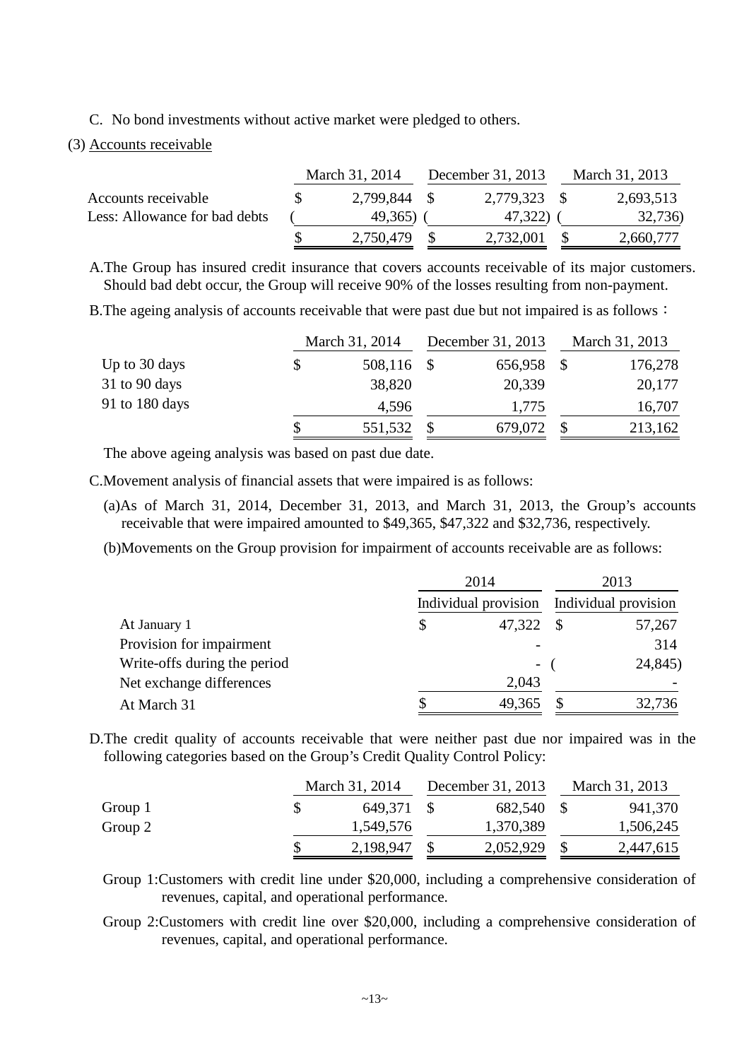C. No bond investments without active market were pledged to others.

(3) Accounts receivable

| | March 31, 2014 | December 31, 2013 | March 31, 2013 |
|---|---|---|---|
| Accounts receivable | $ 2,799,844 | $ 2,779,323 | $ 2,693,513 |
| Less: Allowance for bad debts | ( 49,365) | ( 47,322) | ( 32,736) |
| | $ 2,750,479 | $ 2,732,001 | $ 2,660,777 |

A.The Group has insured credit insurance that covers accounts receivable of its major customers. Should bad debt occur, the Group will receive 90% of the losses resulting from non-payment.

B.The ageing analysis of accounts receivable that were past due but not impaired is as follows：

| | March 31, 2014 | December 31, 2013 | March 31, 2013 |
|---|---|---|---|
| Up to 30 days | $ 508,116 | $ 656,958 | $ 176,278 |
| 31 to 90 days | 38,820 | 20,339 | 20,177 |
| 91 to 180 days | 4,596 | 1,775 | 16,707 |
| | $ 551,532 | $ 679,072 | $ 213,162 |

The above ageing analysis was based on past due date.

C.Movement analysis of financial assets that were impaired is as follows:

(a)As of March 31, 2014, December 31, 2013, and March 31, 2013, the Group's accounts receivable that were impaired amounted to $49,365, $47,322 and $32,736, respectively.

(b)Movements on the Group provision for impairment of accounts receivable are as follows:

| | 2014 | 2013 |
|---|---|---|
| | Individual provision | Individual provision |
| At January 1 | $ 47,322 | $ 57,267 |
| Provision for impairment | - | 314 |
| Write-offs during the period | - | ( 24,845) |
| Net exchange differences | 2,043 | - |
| At March 31 | $ 49,365 | $ 32,736 |

D.The credit quality of accounts receivable that were neither past due nor impaired was in the following categories based on the Group's Credit Quality Control Policy:

| | March 31, 2014 | December 31, 2013 | March 31, 2013 |
|---|---|---|---|
| Group 1 | $ 649,371 | $ 682,540 | $ 941,370 |
| Group 2 | 1,549,576 | 1,370,389 | 1,506,245 |
| | $ 2,198,947 | $ 2,052,929 | $ 2,447,615 |

Group 1:Customers with credit line under $20,000, including a comprehensive consideration of revenues, capital, and operational performance.

Group 2:Customers with credit line over $20,000, including a comprehensive consideration of revenues, capital, and operational performance.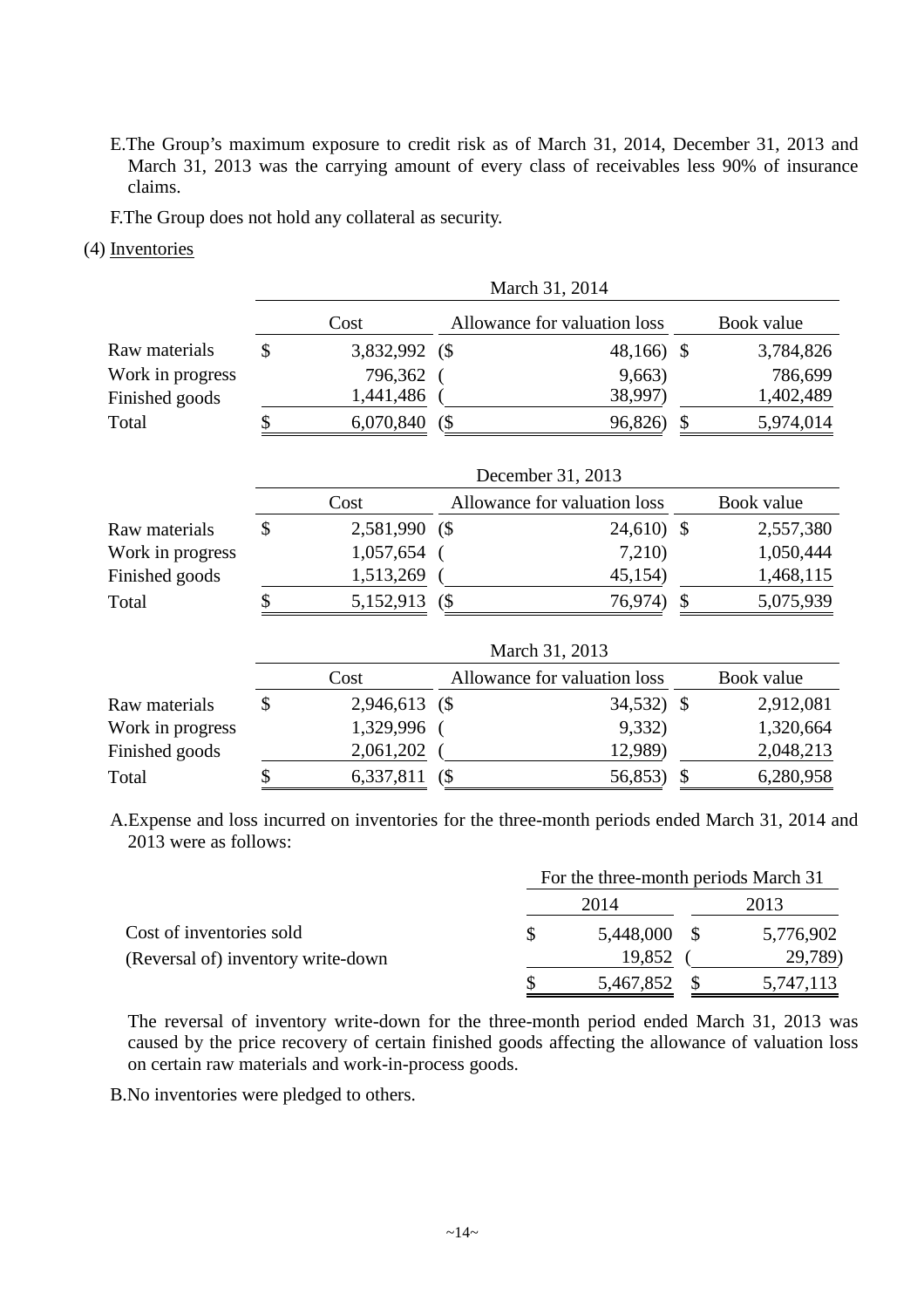E.The Group's maximum exposure to credit risk as of March 31, 2014, December 31, 2013 and March 31, 2013 was the carrying amount of every class of receivables less 90% of insurance claims.

F.The Group does not hold any collateral as security.

(4) Inventories

| | March 31, 2014 | | |
|---|---|---|---|
| | Cost | Allowance for valuation loss | Book value |
| Raw materials | $ 3,832,992 | ($ 48,166) | $ 3,784,826 |
| Work in progress | 796,362 | ( 9,663) | 786,699 |
| Finished goods | 1,441,486 | ( 38,997) | 1,402,489 |
| Total | $ 6,070,840 | ($ 96,826) | $ 5,974,014 |

| | December 31, 2013 | | |
|---|---|---|---|
| | Cost | Allowance for valuation loss | Book value |
| Raw materials | $ 2,581,990 | ($ 24,610) | $ 2,557,380 |
| Work in progress | 1,057,654 | ( 7,210) | 1,050,444 |
| Finished goods | 1,513,269 | ( 45,154) | 1,468,115 |
| Total | $ 5,152,913 | ($ 76,974) | $ 5,075,939 |

| | March 31, 2013 | | |
|---|---|---|---|
| | Cost | Allowance for valuation loss | Book value |
| Raw materials | $ 2,946,613 | ($ 34,532) | $ 2,912,081 |
| Work in progress | 1,329,996 | ( 9,332) | 1,320,664 |
| Finished goods | 2,061,202 | ( 12,989) | 2,048,213 |
| Total | $ 6,337,811 | ($ 56,853) | $ 6,280,958 |

A.Expense and loss incurred on inventories for the three-month periods ended March 31, 2014 and 2013 were as follows:

| | For the three-month periods March 31 | |
|---|---|---|
| | 2014 | 2013 |
| Cost of inventories sold | $ 5,448,000 | $ 5,776,902 |
| (Reversal of) inventory write-down | 19,852 | ( 29,789) |
| | $ 5,467,852 | $ 5,747,113 |

The reversal of inventory write-down for the three-month period ended March 31, 2013 was caused by the price recovery of certain finished goods affecting the allowance of valuation loss on certain raw materials and work-in-process goods.

B.No inventories were pledged to others.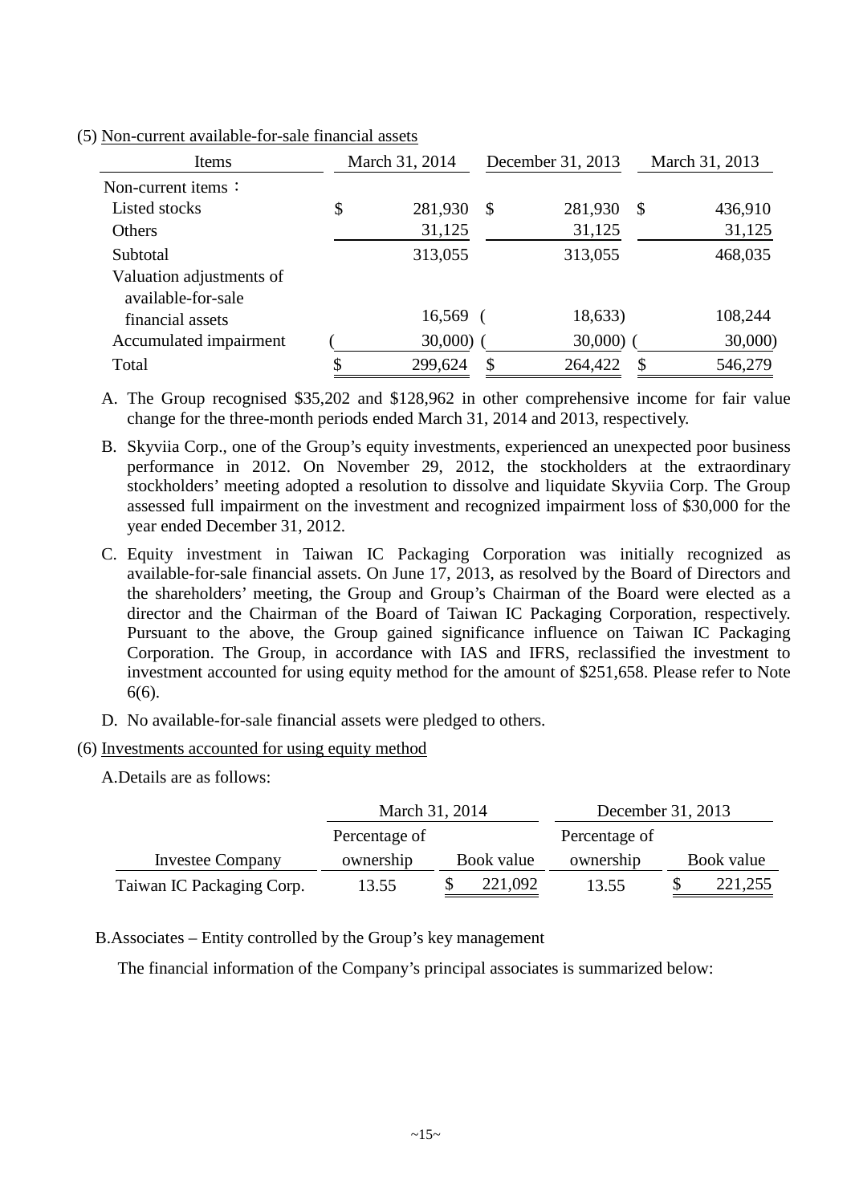(5) Non-current available-for-sale financial assets

| Items | March 31, 2014 | December 31, 2013 | March 31, 2013 |
|---|---|---|---|
| Non-current items： | | | |
| Listed stocks | $ 281,930 | $ 281,930 | $ 436,910 |
| Others | 31,125 | 31,125 | 31,125 |
| Subtotal | 313,055 | 313,055 | 468,035 |
| Valuation adjustments of available-for-sale financial assets | 16,569 | ( 18,633) | 108,244 |
| Accumulated impairment | ( 30,000) | ( 30,000) | ( 30,000) |
| Total | $ 299,624 | $ 264,422 | $ 546,279 |

A. The Group recognised $35,202 and $128,962 in other comprehensive income for fair value change for the three-month periods ended March 31, 2014 and 2013, respectively.

B. Skyviia Corp., one of the Group's equity investments, experienced an unexpected poor business performance in 2012. On November 29, 2012, the stockholders at the extraordinary stockholders' meeting adopted a resolution to dissolve and liquidate Skyviia Corp. The Group assessed full impairment on the investment and recognized impairment loss of $30,000 for the year ended December 31, 2012.

C. Equity investment in Taiwan IC Packaging Corporation was initially recognized as available-for-sale financial assets. On June 17, 2013, as resolved by the Board of Directors and the shareholders' meeting, the Group and Group's Chairman of the Board were elected as a director and the Chairman of the Board of Taiwan IC Packaging Corporation, respectively. Pursuant to the above, the Group gained significance influence on Taiwan IC Packaging Corporation. The Group, in accordance with IAS and IFRS, reclassified the investment to investment accounted for using equity method for the amount of $251,658. Please refer to Note 6(6).

D. No available-for-sale financial assets were pledged to others.

(6) Investments accounted for using equity method

A.Details are as follows:

| | March 31, 2014 | | December 31, 2013 | |
|---|---|---|---|---|
| Investee Company | Percentage of ownership | Book value | Percentage of ownership | Book value |
| Taiwan IC Packaging Corp. | 13.55 | $ 221,092 | 13.55 | $ 221,255 |

B.Associates – Entity controlled by the Group's key management

The financial information of the Company's principal associates is summarized below: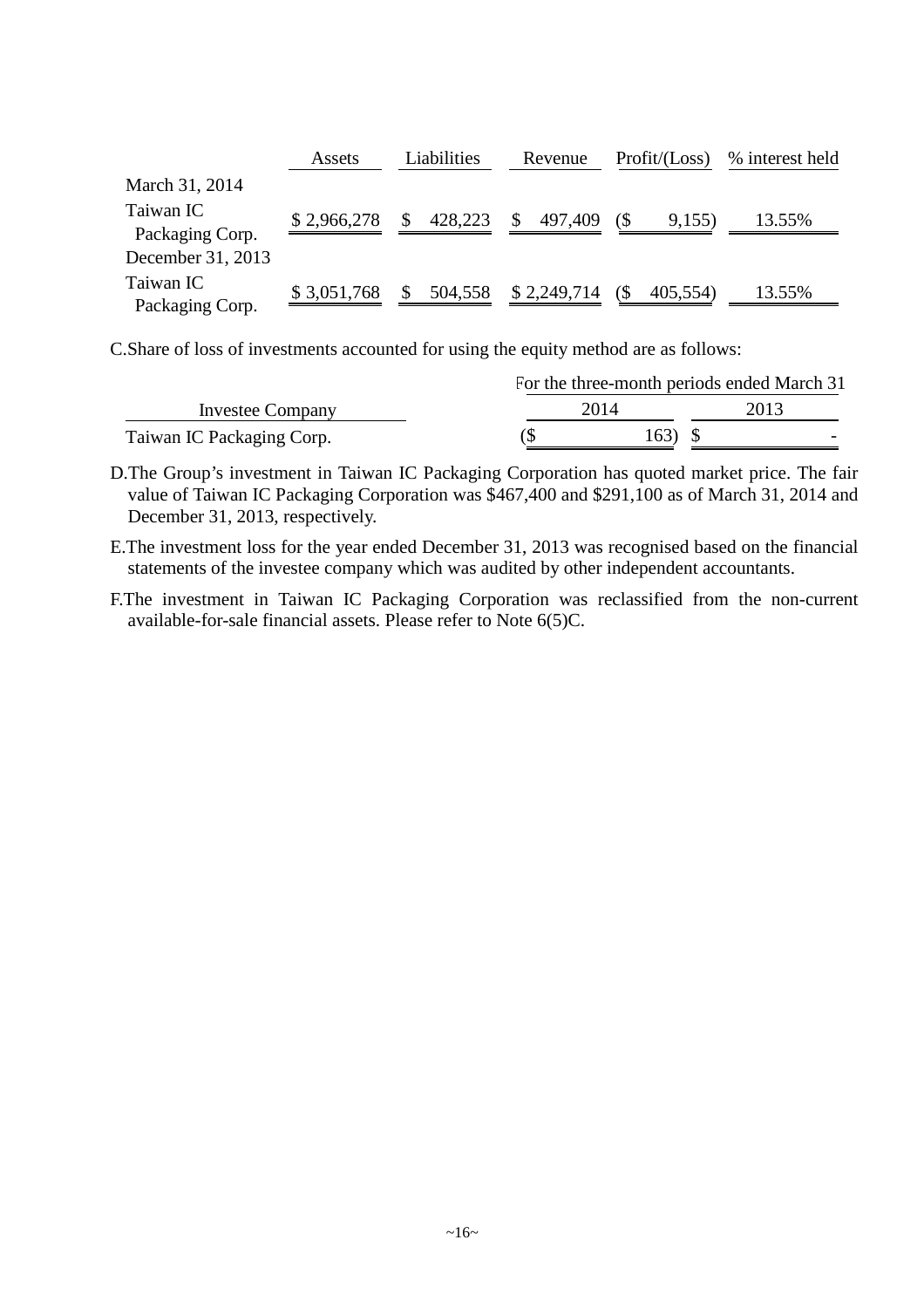| | Assets | Liabilities | Revenue | Profit/(Loss) | % interest held |
|---|---|---|---|---|---|
| March 31, 2014 | | | | | |
| Taiwan IC Packaging Corp. | $ 2,966,278 | $ 428,223 | $ 497,409 | ($ 9,155) | 13.55% |
| December 31, 2013 | | | | | |
| Taiwan IC Packaging Corp. | $ 3,051,768 | $ 504,558 | $ 2,249,714 | ($ 405,554) | 13.55% |

C.Share of loss of investments accounted for using the equity method are as follows:

| | For the three-month periods ended March 31 | |
|---|---|---|
| Investee Company | 2014 | 2013 |
| Taiwan IC Packaging Corp. | ($ 163) | $ - |

D.The Group's investment in Taiwan IC Packaging Corporation has quoted market price. The fair value of Taiwan IC Packaging Corporation was $467,400 and $291,100 as of March 31, 2014 and December 31, 2013, respectively.

E.The investment loss for the year ended December 31, 2013 was recognised based on the financial statements of the investee company which was audited by other independent accountants.

F.The investment in Taiwan IC Packaging Corporation was reclassified from the non-current available-for-sale financial assets. Please refer to Note 6(5)C.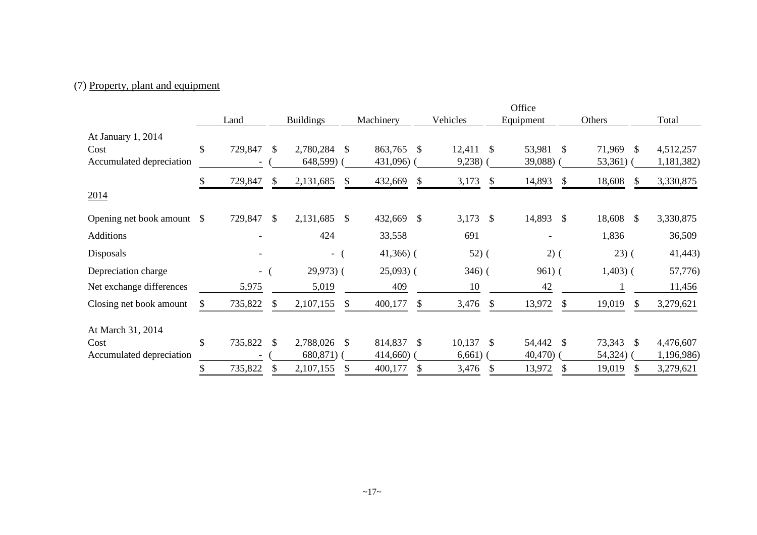(7) Property, plant and equipment

| | Land | Buildings | Machinery | Vehicles | Office Equipment | Others | Total |
|---|---|---|---|---|---|---|---|
| At January 1, 2014 | | | | | | | |
| Cost | $ 729,847 | $ 2,780,284 | $ 863,765 | $ 12,411 | $ 53,981 | $ 71,969 | $ 4,512,257 |
| Accumulated depreciation | - | ( 648,599) | ( 431,096) | ( 9,238) | ( 39,088) | ( 53,361) | ( 1,181,382) |
| | $ 729,847 | $ 2,131,685 | $ 432,669 | $ 3,173 | $ 14,893 | $ 18,608 | $ 3,330,875 |
| 2014 | | | | | | | |
| Opening net book amount | $ 729,847 | $ 2,131,685 | $ 432,669 | $ 3,173 | $ 14,893 | $ 18,608 | $ 3,330,875 |
| Additions | - | 424 | 33,558 | 691 | - | 1,836 | 36,509 |
| Disposals | - | - | ( 41,366) | ( 52) | ( 2) | ( 23) | ( 41,443) |
| Depreciation charge | - | ( 29,973) | ( 25,093) | ( 346) | ( 961) | ( 1,403) | ( 57,776) |
| Net exchange differences | 5,975 | 5,019 | 409 | 10 | 42 | 1 | 11,456 |
| Closing net book amount | $ 735,822 | $ 2,107,155 | $ 400,177 | $ 3,476 | $ 13,972 | $ 19,019 | $ 3,279,621 |
| At March 31, 2014 | | | | | | | |
| Cost | $ 735,822 | $ 2,788,026 | $ 814,837 | $ 10,137 | $ 54,442 | $ 73,343 | $ 4,476,607 |
| Accumulated depreciation | - | ( 680,871) | ( 414,660) | ( 6,661) | ( 40,470) | ( 54,324) | ( 1,196,986) |
| | $ 735,822 | $ 2,107,155 | $ 400,177 | $ 3,476 | $ 13,972 | $ 19,019 | $ 3,279,621 |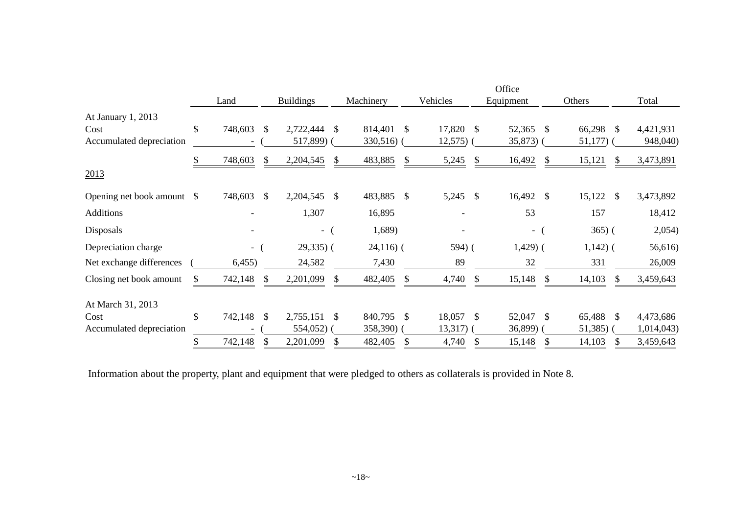|  | Land | Buildings | Machinery | Vehicles | Office Equipment | Others | Total |
|---|---|---|---|---|---|---|---|
| At January 1, 2013 |  |  |  |  |  |  |  |
| Cost | $ 748,603 | $ 2,722,444 | $ 814,401 | $ 17,820 | $ 52,365 | $ 66,298 | $ 4,421,931 |
| Accumulated depreciation | - | ( 517,899) | ( 330,516) | ( 12,575) | ( 35,873) | ( 51,177) | ( 948,040) |
|  | $ 748,603 | $ 2,204,545 | $ 483,885 | $ 5,245 | $ 16,492 | $ 15,121 | $ 3,473,891 |
| 2013 |  |  |  |  |  |  |  |
| Opening net book amount | $ 748,603 | $ 2,204,545 | $ 483,885 | $ 5,245 | $ 16,492 | $ 15,122 | $ 3,473,892 |
| Additions | - | 1,307 | 16,895 | - | 53 | 157 | 18,412 |
| Disposals | - | - | ( 1,689) | - | - | ( 365) | ( 2,054) |
| Depreciation charge | - | ( 29,335) | ( 24,116) | ( 594) | ( 1,429) | ( 1,142) | ( 56,616) |
| Net exchange differences | ( 6,455) | 24,582 | 7,430 | 89 | 32 | 331 | 26,009 |
| Closing net book amount | $ 742,148 | $ 2,201,099 | $ 482,405 | $ 4,740 | $ 15,148 | $ 14,103 | $ 3,459,643 |
| At March 31, 2013 |  |  |  |  |  |  |  |
| Cost | $ 742,148 | $ 2,755,151 | $ 840,795 | $ 18,057 | $ 52,047 | $ 65,488 | $ 4,473,686 |
| Accumulated depreciation | - | ( 554,052) | ( 358,390) | ( 13,317) | ( 36,899) | ( 51,385) | ( 1,014,043) |
|  | $ 742,148 | $ 2,201,099 | $ 482,405 | $ 4,740 | $ 15,148 | $ 14,103 | $ 3,459,643 |

Information about the property, plant and equipment that were pledged to others as collaterals is provided in Note 8.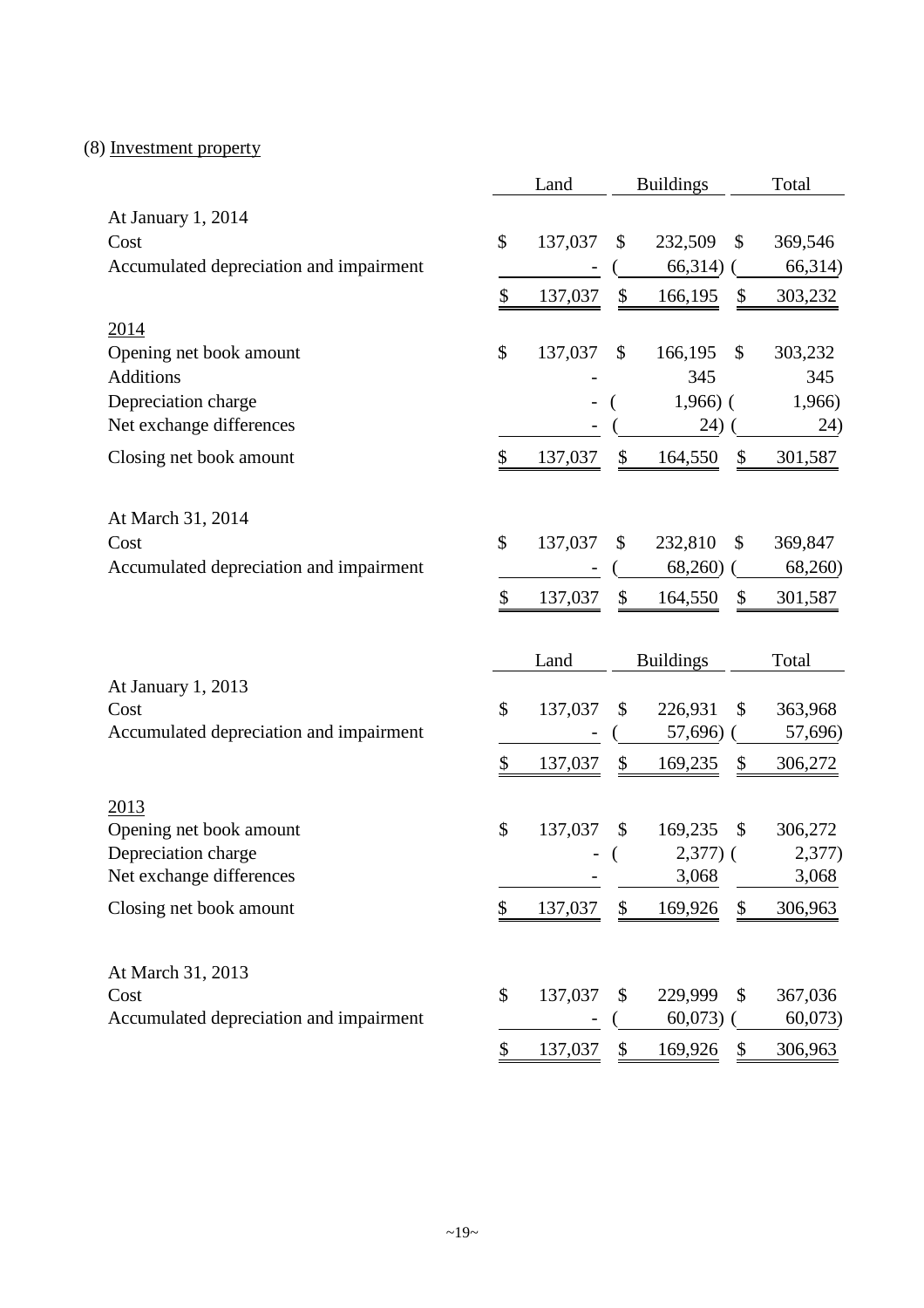(8) Investment property

| | Land | Buildings | Total |
|---|---|---|---|
| At January 1, 2014 | | | |
| Cost | $ 137,037 | $ 232,509 | $ 369,546 |
| Accumulated depreciation and impairment | - | ( 66,314) | ( 66,314) |
| | $ 137,037 | $ 166,195 | $ 303,232 |
| 2014 | | | |
| Opening net book amount | $ 137,037 | $ 166,195 | $ 303,232 |
| Additions | - | 345 | 345 |
| Depreciation charge | - | ( 1,966) | ( 1,966) |
| Net exchange differences | - | ( 24) | ( 24) |
| Closing net book amount | $ 137,037 | $ 164,550 | $ 301,587 |
| At March 31, 2014 | | | |
| Cost | $ 137,037 | $ 232,810 | $ 369,847 |
| Accumulated depreciation and impairment | - | ( 68,260) | ( 68,260) |
| | $ 137,037 | $ 164,550 | $ 301,587 |

| | Land | Buildings | Total |
|---|---|---|---|
| At January 1, 2013 | | | |
| Cost | $ 137,037 | $ 226,931 | $ 363,968 |
| Accumulated depreciation and impairment | - | ( 57,696) | ( 57,696) |
| | $ 137,037 | $ 169,235 | $ 306,272 |
| 2013 | | | |
| Opening net book amount | $ 137,037 | $ 169,235 | $ 306,272 |
| Depreciation charge | - | ( 2,377) | ( 2,377) |
| Net exchange differences | - | 3,068 | 3,068 |
| Closing net book amount | $ 137,037 | $ 169,926 | $ 306,963 |
| At March 31, 2013 | | | |
| Cost | $ 137,037 | $ 229,999 | $ 367,036 |
| Accumulated depreciation and impairment | - | ( 60,073) | ( 60,073) |
| | $ 137,037 | $ 169,926 | $ 306,963 |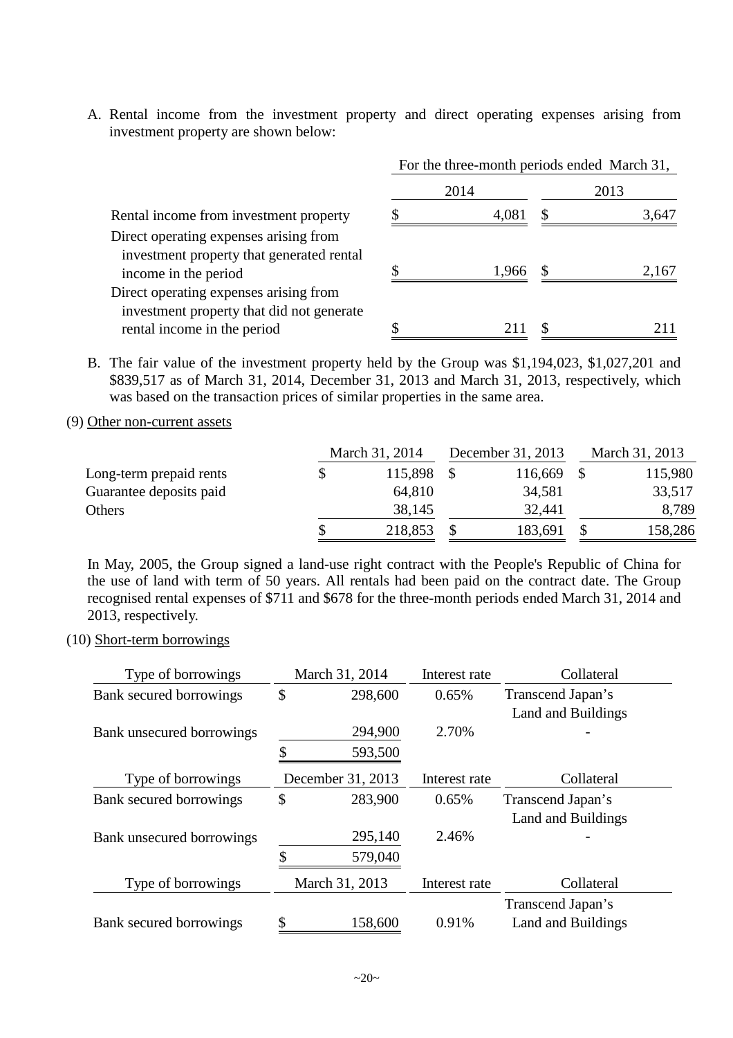A. Rental income from the investment property and direct operating expenses arising from investment property are shown below:

| | For the three-month periods ended March 31, | |
|---|---|---|
| | 2014 | 2013 |
| Rental income from investment property | $ 4,081 | $ 3,647 |
| Direct operating expenses arising from investment property that generated rental income in the period | $ 1,966 | $ 2,167 |
| Direct operating expenses arising from investment property that did not generate rental income in the period | $ 211 | $ 211 |

B. The fair value of the investment property held by the Group was $1,194,023, $1,027,201 and $839,517 as of March 31, 2014, December 31, 2013 and March 31, 2013, respectively, which was based on the transaction prices of similar properties in the same area.

(9) Other non-current assets

| | March 31, 2014 | December 31, 2013 | March 31, 2013 |
|---|---|---|---|
| Long-term prepaid rents | $ 115,898 | $ 116,669 | $ 115,980 |
| Guarantee deposits paid | 64,810 | 34,581 | 33,517 |
| Others | 38,145 | 32,441 | 8,789 |
| | $ 218,853 | $ 183,691 | $ 158,286 |

In May, 2005, the Group signed a land-use right contract with the People's Republic of China for the use of land with term of 50 years. All rentals had been paid on the contract date. The Group recognised rental expenses of $711 and $678 for the three-month periods ended March 31, 2014 and 2013, respectively.

(10) Short-term borrowings

| Type of borrowings | March 31, 2014 | Interest rate | Collateral |
|---|---|---|---|
| Bank secured borrowings | $ 298,600 | 0.65% | Transcend Japan's Land and Buildings |
| Bank unsecured borrowings | 294,900 | 2.70% | - |
| | $ 593,500 | | |

| Type of borrowings | December 31, 2013 | Interest rate | Collateral |
|---|---|---|---|
| Bank secured borrowings | $ 283,900 | 0.65% | Transcend Japan's Land and Buildings |
| Bank unsecured borrowings | 295,140 | 2.46% | - |
| | $ 579,040 | | |

| Type of borrowings | March 31, 2013 | Interest rate | Collateral |
|---|---|---|---|
| Bank secured borrowings | $ 158,600 | 0.91% | Transcend Japan's Land and Buildings |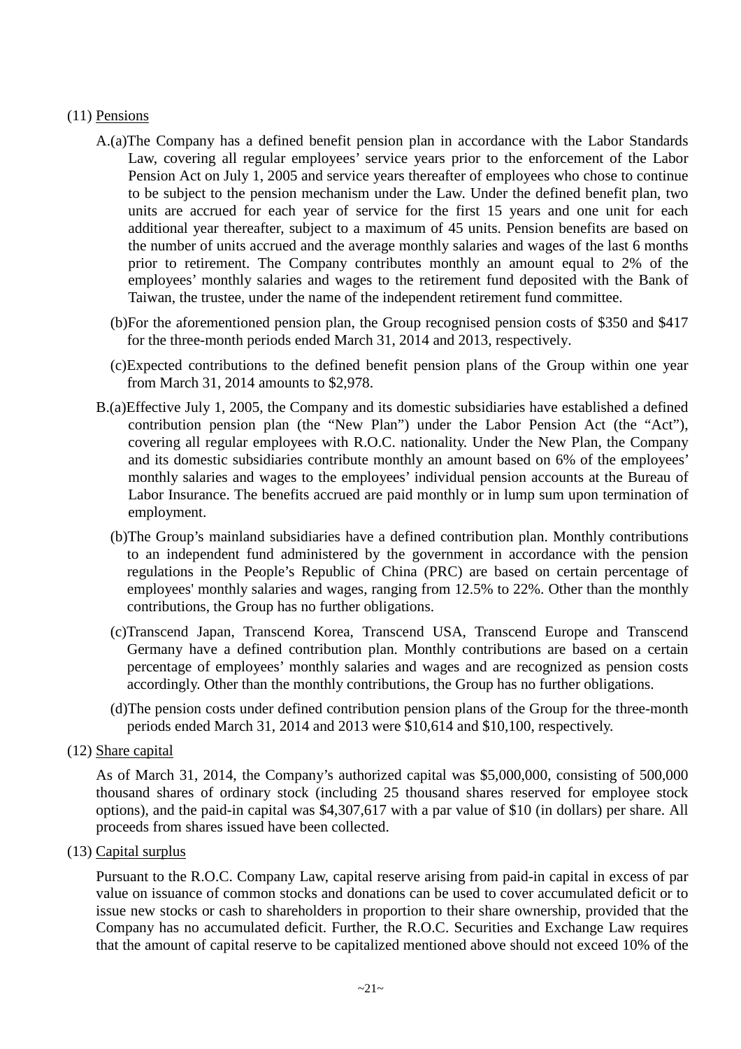(11) Pensions

A.(a)The Company has a defined benefit pension plan in accordance with the Labor Standards Law, covering all regular employees' service years prior to the enforcement of the Labor Pension Act on July 1, 2005 and service years thereafter of employees who chose to continue to be subject to the pension mechanism under the Law. Under the defined benefit plan, two units are accrued for each year of service for the first 15 years and one unit for each additional year thereafter, subject to a maximum of 45 units. Pension benefits are based on the number of units accrued and the average monthly salaries and wages of the last 6 months prior to retirement. The Company contributes monthly an amount equal to 2% of the employees' monthly salaries and wages to the retirement fund deposited with the Bank of Taiwan, the trustee, under the name of the independent retirement fund committee.

(b)For the aforementioned pension plan, the Group recognised pension costs of $350 and $417 for the three-month periods ended March 31, 2014 and 2013, respectively.

(c)Expected contributions to the defined benefit pension plans of the Group within one year from March 31, 2014 amounts to $2,978.

B.(a)Effective July 1, 2005, the Company and its domestic subsidiaries have established a defined contribution pension plan (the "New Plan") under the Labor Pension Act (the "Act"), covering all regular employees with R.O.C. nationality. Under the New Plan, the Company and its domestic subsidiaries contribute monthly an amount based on 6% of the employees' monthly salaries and wages to the employees' individual pension accounts at the Bureau of Labor Insurance. The benefits accrued are paid monthly or in lump sum upon termination of employment.

(b)The Group's mainland subsidiaries have a defined contribution plan. Monthly contributions to an independent fund administered by the government in accordance with the pension regulations in the People's Republic of China (PRC) are based on certain percentage of employees' monthly salaries and wages, ranging from 12.5% to 22%. Other than the monthly contributions, the Group has no further obligations.

(c)Transcend Japan, Transcend Korea, Transcend USA, Transcend Europe and Transcend Germany have a defined contribution plan. Monthly contributions are based on a certain percentage of employees' monthly salaries and wages and are recognized as pension costs accordingly. Other than the monthly contributions, the Group has no further obligations.

(d)The pension costs under defined contribution pension plans of the Group for the three-month periods ended March 31, 2014 and 2013 were $10,614 and $10,100, respectively.

(12) Share capital

As of March 31, 2014, the Company's authorized capital was $5,000,000, consisting of 500,000 thousand shares of ordinary stock (including 25 thousand shares reserved for employee stock options), and the paid-in capital was $4,307,617 with a par value of $10 (in dollars) per share. All proceeds from shares issued have been collected.

(13) Capital surplus

Pursuant to the R.O.C. Company Law, capital reserve arising from paid-in capital in excess of par value on issuance of common stocks and donations can be used to cover accumulated deficit or to issue new stocks or cash to shareholders in proportion to their share ownership, provided that the Company has no accumulated deficit. Further, the R.O.C. Securities and Exchange Law requires that the amount of capital reserve to be capitalized mentioned above should not exceed 10% of the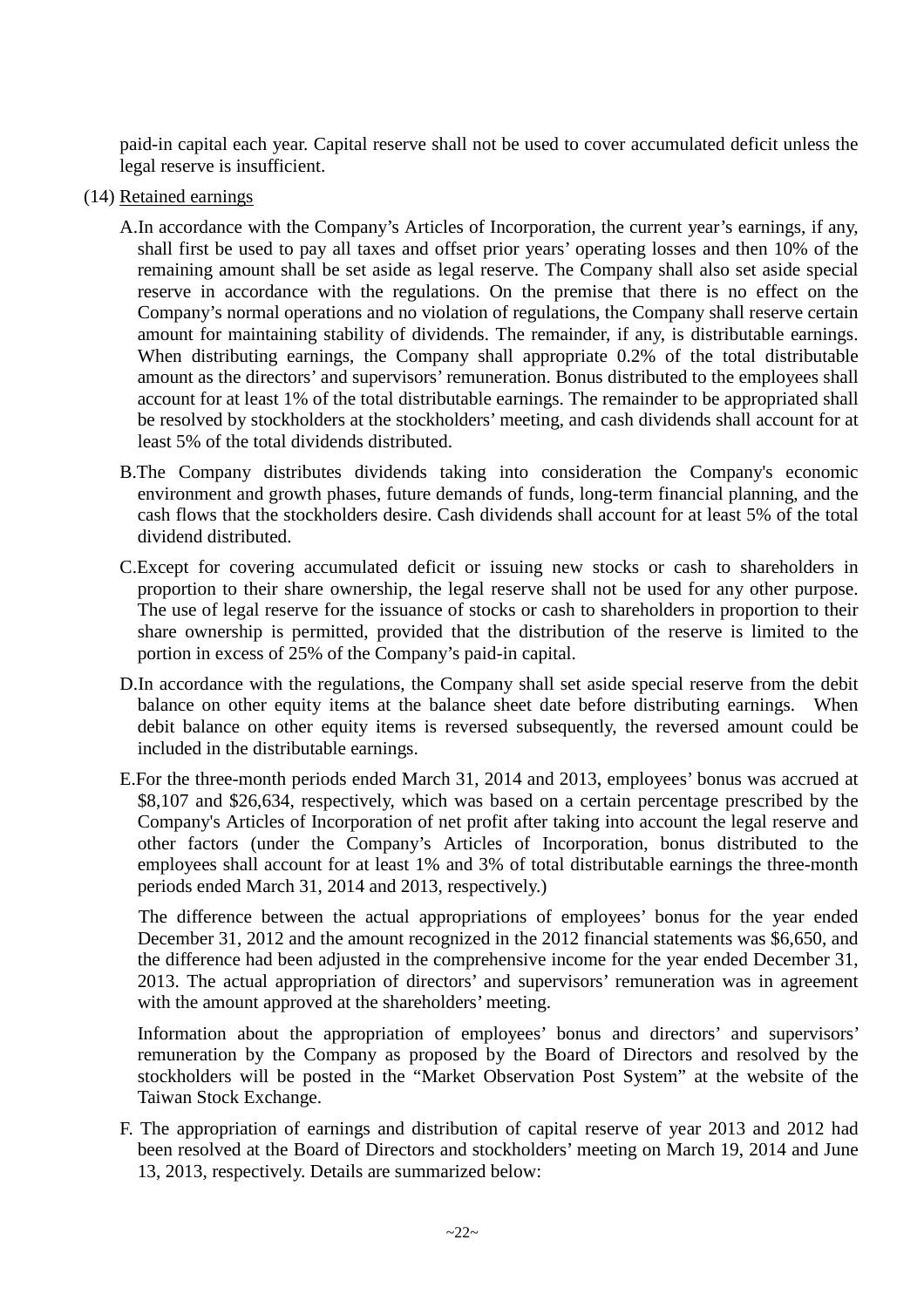paid-in capital each year. Capital reserve shall not be used to cover accumulated deficit unless the legal reserve is insufficient.

(14) Retained earnings

A. In accordance with the Company's Articles of Incorporation, the current year's earnings, if any, shall first be used to pay all taxes and offset prior years' operating losses and then 10% of the remaining amount shall be set aside as legal reserve. The Company shall also set aside special reserve in accordance with the regulations. On the premise that there is no effect on the Company's normal operations and no violation of regulations, the Company shall reserve certain amount for maintaining stability of dividends. The remainder, if any, is distributable earnings. When distributing earnings, the Company shall appropriate 0.2% of the total distributable amount as the directors' and supervisors' remuneration. Bonus distributed to the employees shall account for at least 1% of the total distributable earnings. The remainder to be appropriated shall be resolved by stockholders at the stockholders' meeting, and cash dividends shall account for at least 5% of the total dividends distributed.

B. The Company distributes dividends taking into consideration the Company's economic environment and growth phases, future demands of funds, long-term financial planning, and the cash flows that the stockholders desire. Cash dividends shall account for at least 5% of the total dividend distributed.

C. Except for covering accumulated deficit or issuing new stocks or cash to shareholders in proportion to their share ownership, the legal reserve shall not be used for any other purpose. The use of legal reserve for the issuance of stocks or cash to shareholders in proportion to their share ownership is permitted, provided that the distribution of the reserve is limited to the portion in excess of 25% of the Company's paid-in capital.

D. In accordance with the regulations, the Company shall set aside special reserve from the debit balance on other equity items at the balance sheet date before distributing earnings. When debit balance on other equity items is reversed subsequently, the reversed amount could be included in the distributable earnings.

E. For the three-month periods ended March 31, 2014 and 2013, employees' bonus was accrued at \$8,107 and \$26,634, respectively, which was based on a certain percentage prescribed by the Company's Articles of Incorporation of net profit after taking into account the legal reserve and other factors (under the Company's Articles of Incorporation, bonus distributed to the employees shall account for at least 1% and 3% of total distributable earnings the three-month periods ended March 31, 2014 and 2013, respectively.)

The difference between the actual appropriations of employees' bonus for the year ended December 31, 2012 and the amount recognized in the 2012 financial statements was \$6,650, and the difference had been adjusted in the comprehensive income for the year ended December 31, 2013. The actual appropriation of directors' and supervisors' remuneration was in agreement with the amount approved at the shareholders' meeting.

Information about the appropriation of employees' bonus and directors' and supervisors' remuneration by the Company as proposed by the Board of Directors and resolved by the stockholders will be posted in the "Market Observation Post System" at the website of the Taiwan Stock Exchange.

F. The appropriation of earnings and distribution of capital reserve of year 2013 and 2012 had been resolved at the Board of Directors and stockholders' meeting on March 19, 2014 and June 13, 2013, respectively. Details are summarized below: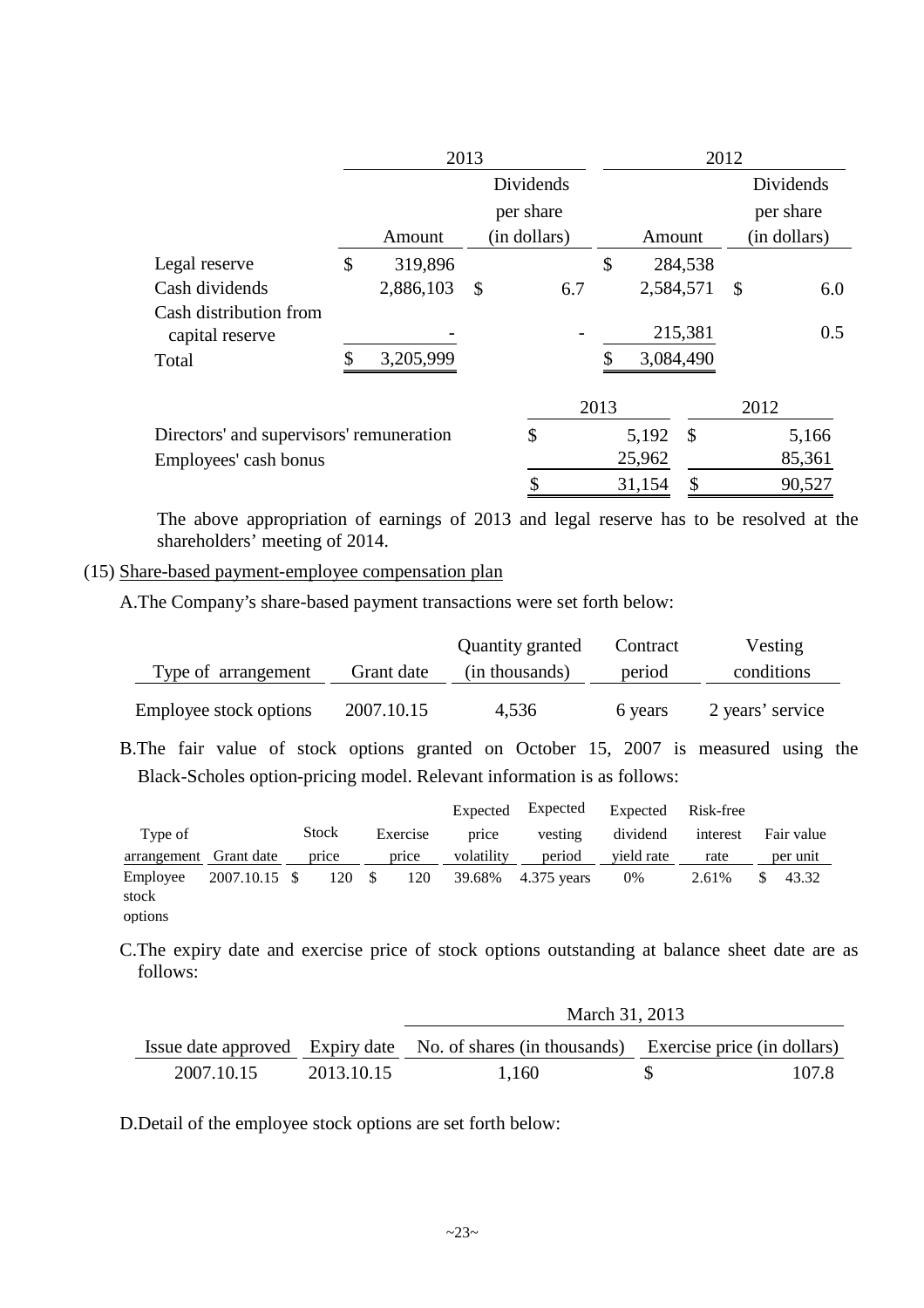| | 2013 | | 2012 | |
|---|---|---|---|---|
| | Amount | Dividends per share (in dollars) | Amount | Dividends per share (in dollars) |
| Legal reserve | $ 319,896 | | $ 284,538 | |
| Cash dividends | 2,886,103 | $ 6.7 | 2,584,571 | $ 6.0 |
| Cash distribution from capital reserve | - | - | 215,381 | 0.5 |
| Total | $ 3,205,999 | | $ 3,084,490 | |

| | 2013 | 2012 |
|---|---|---|
| Directors' and supervisors' remuneration | $ 5,192 | $ 5,166 |
| Employees' cash bonus | 25,962 | 85,361 |
| | $ 31,154 | $ 90,527 |

The above appropriation of earnings of 2013 and legal reserve has to be resolved at the shareholders' meeting of 2014.

(15) Share-based payment-employee compensation plan

A.The Company's share-based payment transactions were set forth below:

| Type of arrangement | Grant date | Quantity granted (in thousands) | Contract period | Vesting conditions |
|---|---|---|---|---|
| Employee stock options | 2007.10.15 | 4,536 | 6 years | 2 years' service |

B.The fair value of stock options granted on October 15, 2007 is measured using the Black-Scholes option-pricing model. Relevant information is as follows:

| Type of arrangement | Grant date | Stock price | Exercise price | Expected price volatility | Expected vesting period | Expected dividend yield rate | Risk-free interest rate | Fair value per unit |
|---|---|---|---|---|---|---|---|---|
| Employee stock options | 2007.10.15 | $ 120 | $ 120 | 39.68% | 4.375 years | 0% | 2.61% | $ 43.32 |

C.The expiry date and exercise price of stock options outstanding at balance sheet date are as follows:

| | | March 31, 2013 | |
|---|---|---|---|
| Issue date approved | Expiry date | No. of shares (in thousands) | Exercise price (in dollars) |
| 2007.10.15 | 2013.10.15 | 1,160 | $ 107.8 |

D.Detail of the employee stock options are set forth below: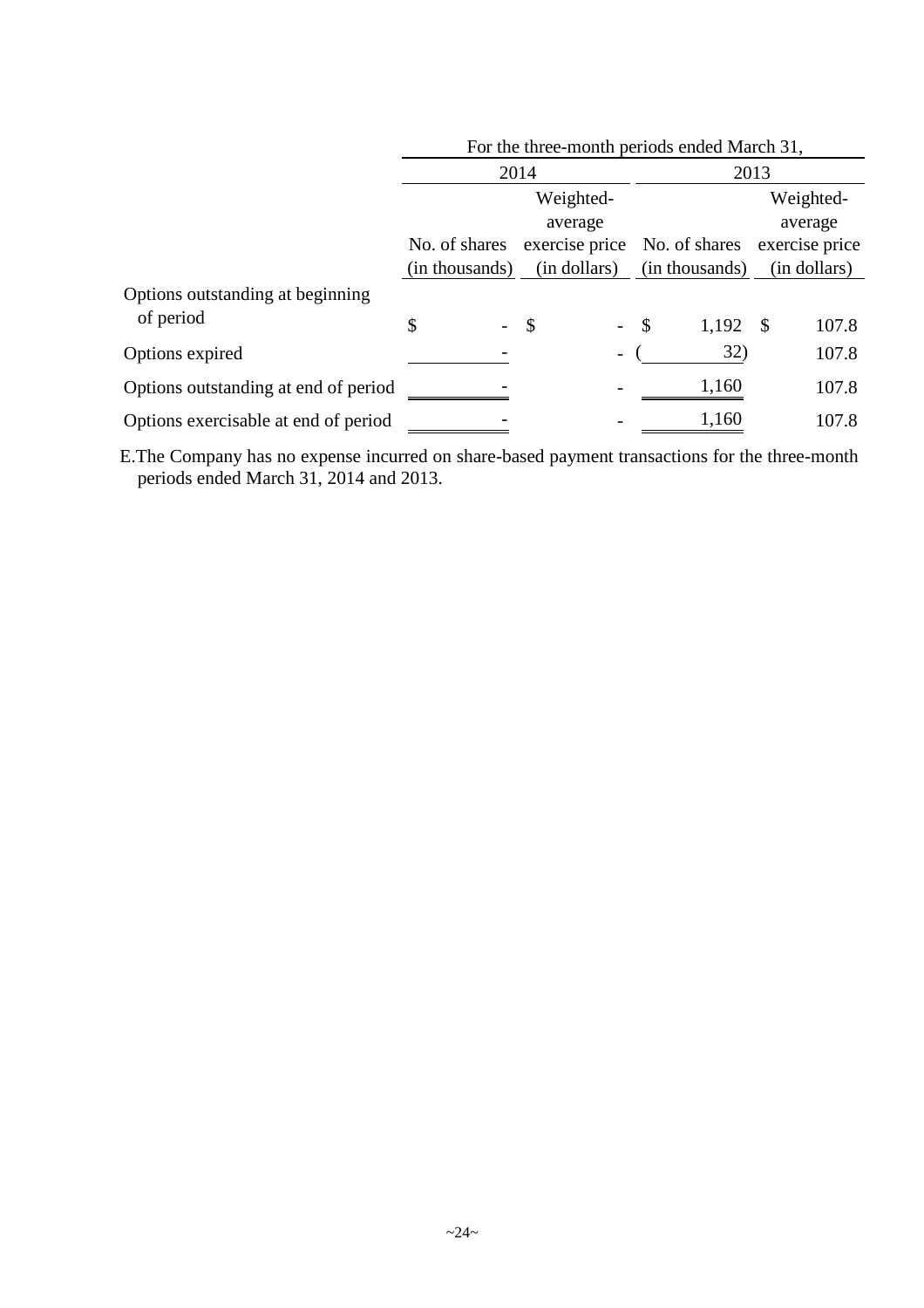| | For the three-month periods ended March 31, | | | |
|---|---|---|---|---|
| | 2014 | | 2013 | |
| | No. of shares (in thousands) | Weighted-average exercise price (in dollars) | No. of shares (in thousands) | Weighted-average exercise price (in dollars) |
| Options outstanding at beginning of period | $ - | $ - | $ 1,192 | $ 107.8 |
| Options expired | - | - | ( 32) | 107.8 |
| Options outstanding at end of period | - | - | 1,160 | 107.8 |
| Options exercisable at end of period | - | - | 1,160 | 107.8 |

E.The Company has no expense incurred on share-based payment transactions for the three-month periods ended March 31, 2014 and 2013.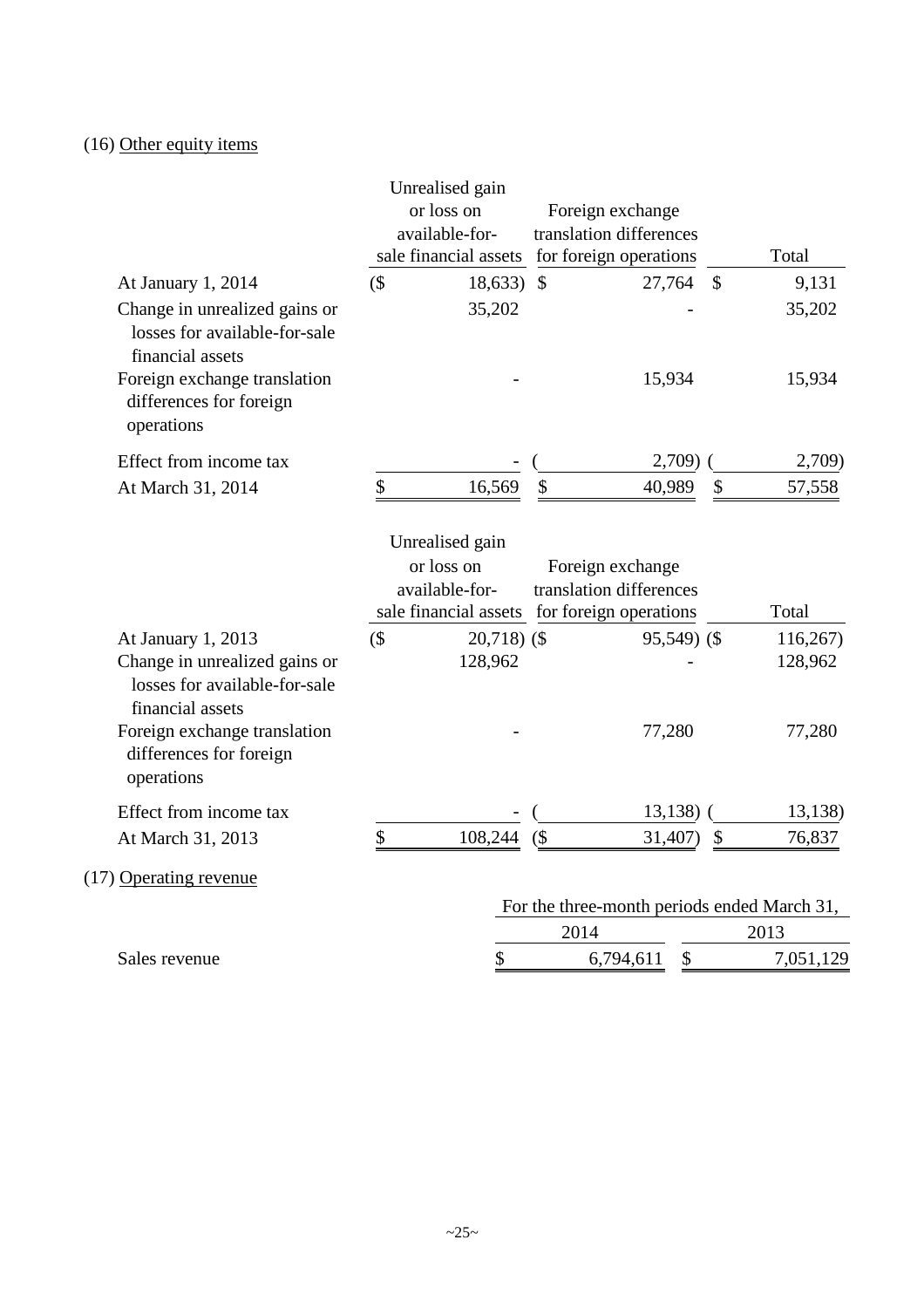(16) Other equity items

| | Unrealised gain or loss on available-for-sale financial assets | Foreign exchange translation differences for foreign operations | Total |
|---|---|---|---|
| At January 1, 2014 | ($ 18,633) | $ 27,764 | $ 9,131 |
| Change in unrealized gains or losses for available-for-sale financial assets | 35,202 | - | 35,202 |
| Foreign exchange translation differences for foreign operations | - | 15,934 | 15,934 |
| Effect from income tax | - | ( 2,709) | ( 2,709) |
| At March 31, 2014 | $ 16,569 | $ 40,989 | $ 57,558 |

| | Unrealised gain or loss on available-for-sale financial assets | Foreign exchange translation differences for foreign operations | Total |
|---|---|---|---|
| At January 1, 2013 | ($ 20,718) | ($ 95,549) | ($ 116,267) |
| Change in unrealized gains or losses for available-for-sale financial assets | 128,962 | - | 128,962 |
| Foreign exchange translation differences for foreign operations | - | 77,280 | 77,280 |
| Effect from income tax | - | ( 13,138) | ( 13,138) |
| At March 31, 2013 | $ 108,244 | ($ 31,407) | $ 76,837 |

(17) Operating revenue

| | For the three-month periods ended March 31, | |
|---|---|---|
| | 2014 | 2013 |
| Sales revenue | $ 6,794,611 | $ 7,051,129 |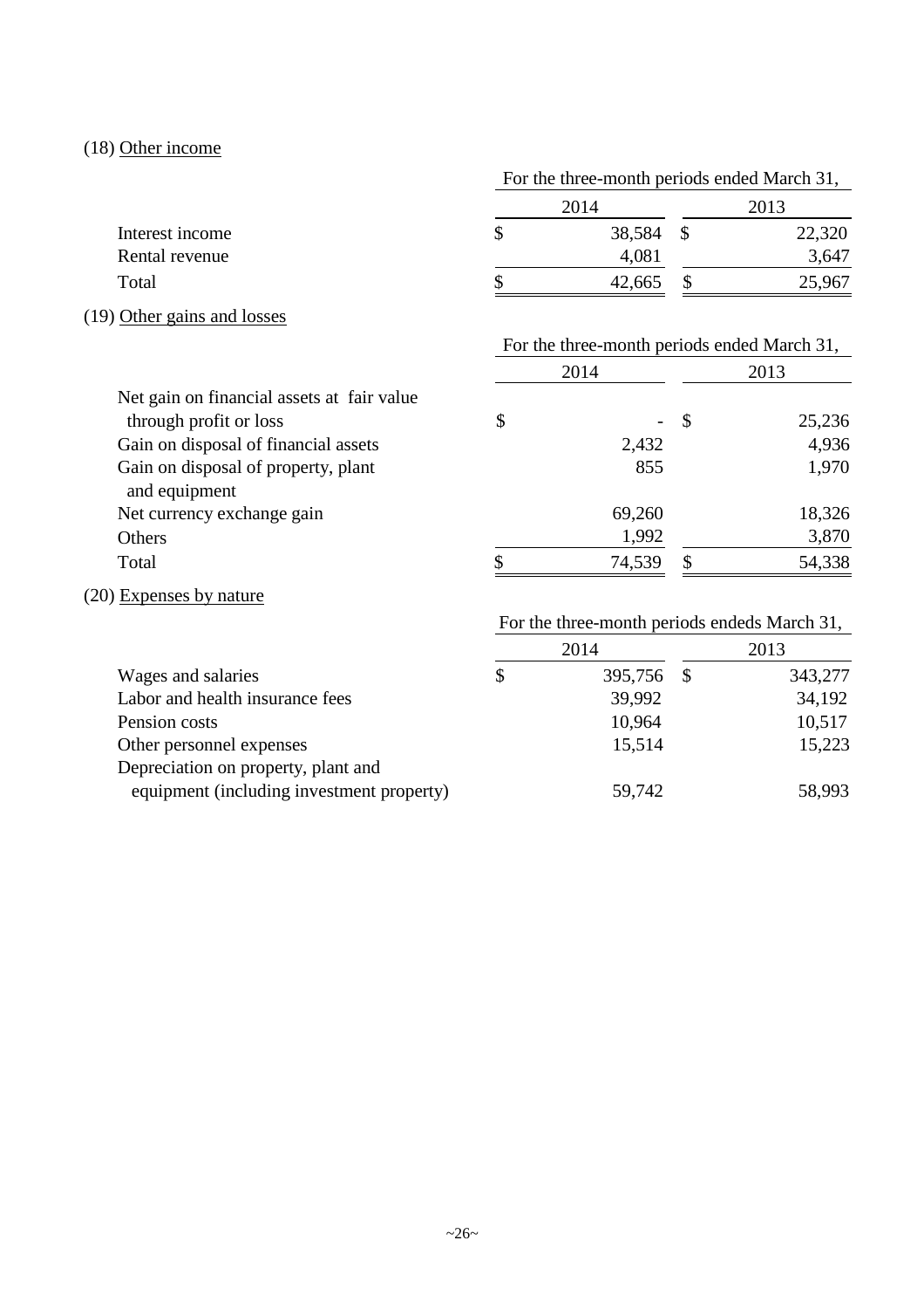(18) Other income

| | For the three-month periods ended March 31, | |
|---|---|---|
| | 2014 | 2013 |
| Interest income | $ 38,584 | $ 22,320 |
| Rental revenue | 4,081 | 3,647 |
| Total | $ 42,665 | $ 25,967 |

(19) Other gains and losses

| | For the three-month periods ended March 31, | |
|---|---|---|
| | 2014 | 2013 |
| Net gain on financial assets at fair value through profit or loss | $ - | $ 25,236 |
| Gain on disposal of financial assets | 2,432 | 4,936 |
| Gain on disposal of property, plant and equipment | 855 | 1,970 |
| Net currency exchange gain | 69,260 | 18,326 |
| Others | 1,992 | 3,870 |
| Total | $ 74,539 | $ 54,338 |

(20) Expenses by nature

| | For the three-month periods endeds March 31, | |
|---|---|---|
| | 2014 | 2013 |
| Wages and salaries | $ 395,756 | $ 343,277 |
| Labor and health insurance fees | 39,992 | 34,192 |
| Pension costs | 10,964 | 10,517 |
| Other personnel expenses | 15,514 | 15,223 |
| Depreciation on property, plant and equipment (including investment property) | 59,742 | 58,993 |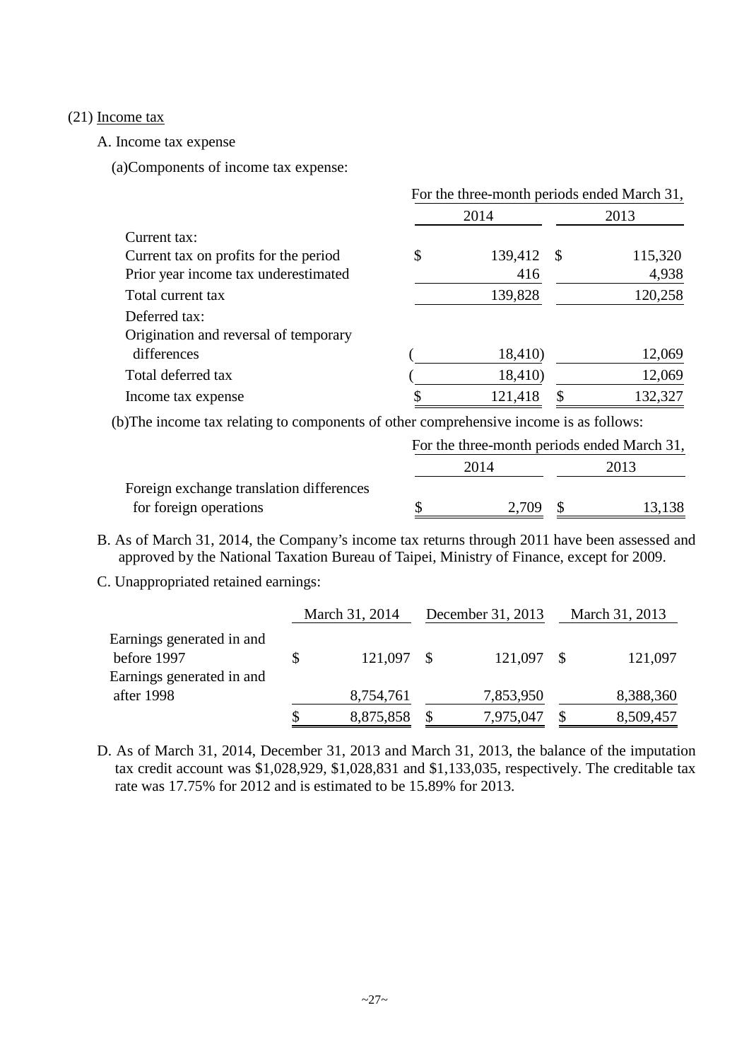(21) Income tax

A. Income tax expense

(a)Components of income tax expense:

| | For the three-month periods ended March 31, | |
|---|---|---|
| | 2014 | 2013 |
| Current tax: | | |
| Current tax on profits for the period | $ 139,412 | $ 115,320 |
| Prior year income tax underestimated | 416 | 4,938 |
| Total current tax | 139,828 | 120,258 |
| Deferred tax: | | |
| Origination and reversal of temporary differences | ( 18,410) | 12,069 |
| Total deferred tax | ( 18,410) | 12,069 |
| Income tax expense | $ 121,418 | $ 132,327 |

(b)The income tax relating to components of other comprehensive income is as follows:

| | For the three-month periods ended March 31, | |
|---|---|---|
| | 2014 | 2013 |
| Foreign exchange translation differences for foreign operations | $ 2,709 | $ 13,138 |

B. As of March 31, 2014, the Company's income tax returns through 2011 have been assessed and approved by the National Taxation Bureau of Taipei, Ministry of Finance, except for 2009.

C. Unappropriated retained earnings:

| | March 31, 2014 | December 31, 2013 | March 31, 2013 |
|---|---|---|---|
| Earnings generated in and before 1997 | $ 121,097 | $ 121,097 | $ 121,097 |
| Earnings generated in and after 1998 | 8,754,761 | 7,853,950 | 8,388,360 |
| | $ 8,875,858 | $ 7,975,047 | $ 8,509,457 |

D. As of March 31, 2014, December 31, 2013 and March 31, 2013, the balance of the imputation tax credit account was $1,028,929, $1,028,831 and $1,133,035, respectively. The creditable tax rate was 17.75% for 2012 and is estimated to be 15.89% for 2013.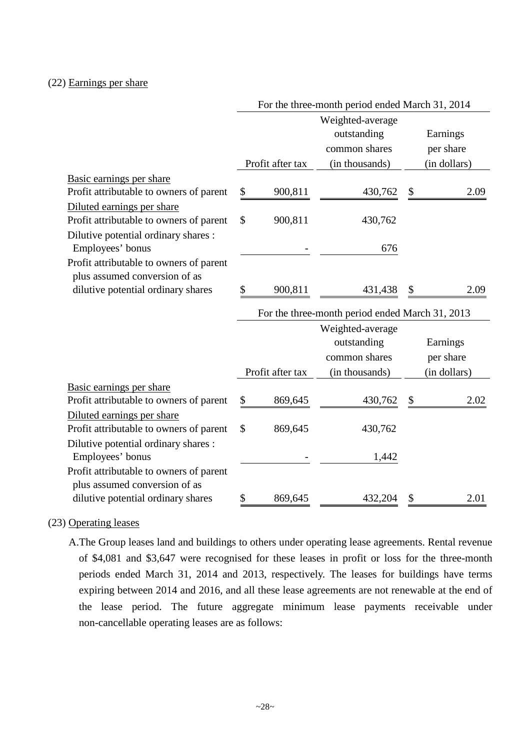(22) Earnings per share

| | For the three-month period ended March 31, 2014 | | |
|---|---|---|---|
| | Profit after tax | Weighted-average outstanding common shares (in thousands) | Earnings per share (in dollars) |
| Basic earnings per share | | | |
| Profit attributable to owners of parent | $ 900,811 | 430,762 | $ 2.09 |
| Diluted earnings per share | | | |
| Profit attributable to owners of parent | $ 900,811 | 430,762 | |
| Dilutive potential ordinary shares : | | | |
| Employees' bonus | - | 676 | |
| Profit attributable to owners of parent plus assumed conversion of as dilutive potential ordinary shares | $ 900,811 | 431,438 | $ 2.09 |

| | For the three-month period ended March 31, 2013 | | |
|---|---|---|---|
| | Profit after tax | Weighted-average outstanding common shares (in thousands) | Earnings per share (in dollars) |
| Basic earnings per share | | | |
| Profit attributable to owners of parent | $ 869,645 | 430,762 | $ 2.02 |
| Diluted earnings per share | | | |
| Profit attributable to owners of parent | $ 869,645 | 430,762 | |
| Dilutive potential ordinary shares : | | | |
| Employees' bonus | - | 1,442 | |
| Profit attributable to owners of parent plus assumed conversion of as dilutive potential ordinary shares | $ 869,645 | 432,204 | $ 2.01 |

(23) Operating leases

A. The Group leases land and buildings to others under operating lease agreements. Rental revenue of $4,081 and $3,647 were recognised for these leases in profit or loss for the three-month periods ended March 31, 2014 and 2013, respectively. The leases for buildings have terms expiring between 2014 and 2016, and all these lease agreements are not renewable at the end of the lease period. The future aggregate minimum lease payments receivable under non-cancellable operating leases are as follows: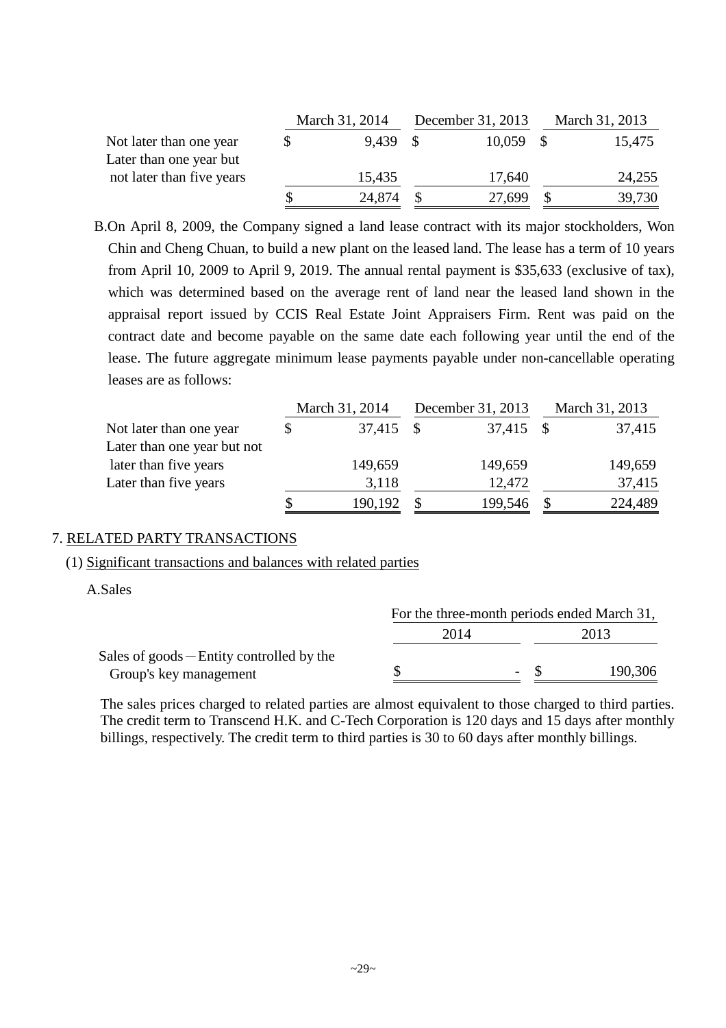| | March 31, 2014 | December 31, 2013 | March 31, 2013 |
|---|---|---|---|
| Not later than one year | $ 9,439 | $ 10,059 | $ 15,475 |
| Later than one year but not later than five years | 15,435 | 17,640 | 24,255 |
| | $ 24,874 | $ 27,699 | $ 39,730 |

B.On April 8, 2009, the Company signed a land lease contract with its major stockholders, Won Chin and Cheng Chuan, to build a new plant on the leased land. The lease has a term of 10 years from April 10, 2009 to April 9, 2019. The annual rental payment is $35,633 (exclusive of tax), which was determined based on the average rent of land near the leased land shown in the appraisal report issued by CCIS Real Estate Joint Appraisers Firm. Rent was paid on the contract date and become payable on the same date each following year until the end of the lease. The future aggregate minimum lease payments payable under non-cancellable operating leases are as follows:

| | March 31, 2014 | December 31, 2013 | March 31, 2013 |
|---|---|---|---|
| Not later than one year | $ 37,415 | $ 37,415 | $ 37,415 |
| Later than one year but not later than five years | 149,659 | 149,659 | 149,659 |
| Later than five years | 3,118 | 12,472 | 37,415 |
| | $ 190,192 | $ 199,546 | $ 224,489 |

## 7. RELATED PARTY TRANSACTIONS

### (1) Significant transactions and balances with related parties

A.Sales

| | For the three-month periods ended March 31, | |
|---|---|---|
| | 2014 | 2013 |
| Sales of goods－Entity controlled by the Group's key management | $ - | $ 190,306 |

The sales prices charged to related parties are almost equivalent to those charged to third parties. The credit term to Transcend H.K. and C-Tech Corporation is 120 days and 15 days after monthly billings, respectively. The credit term to third parties is 30 to 60 days after monthly billings.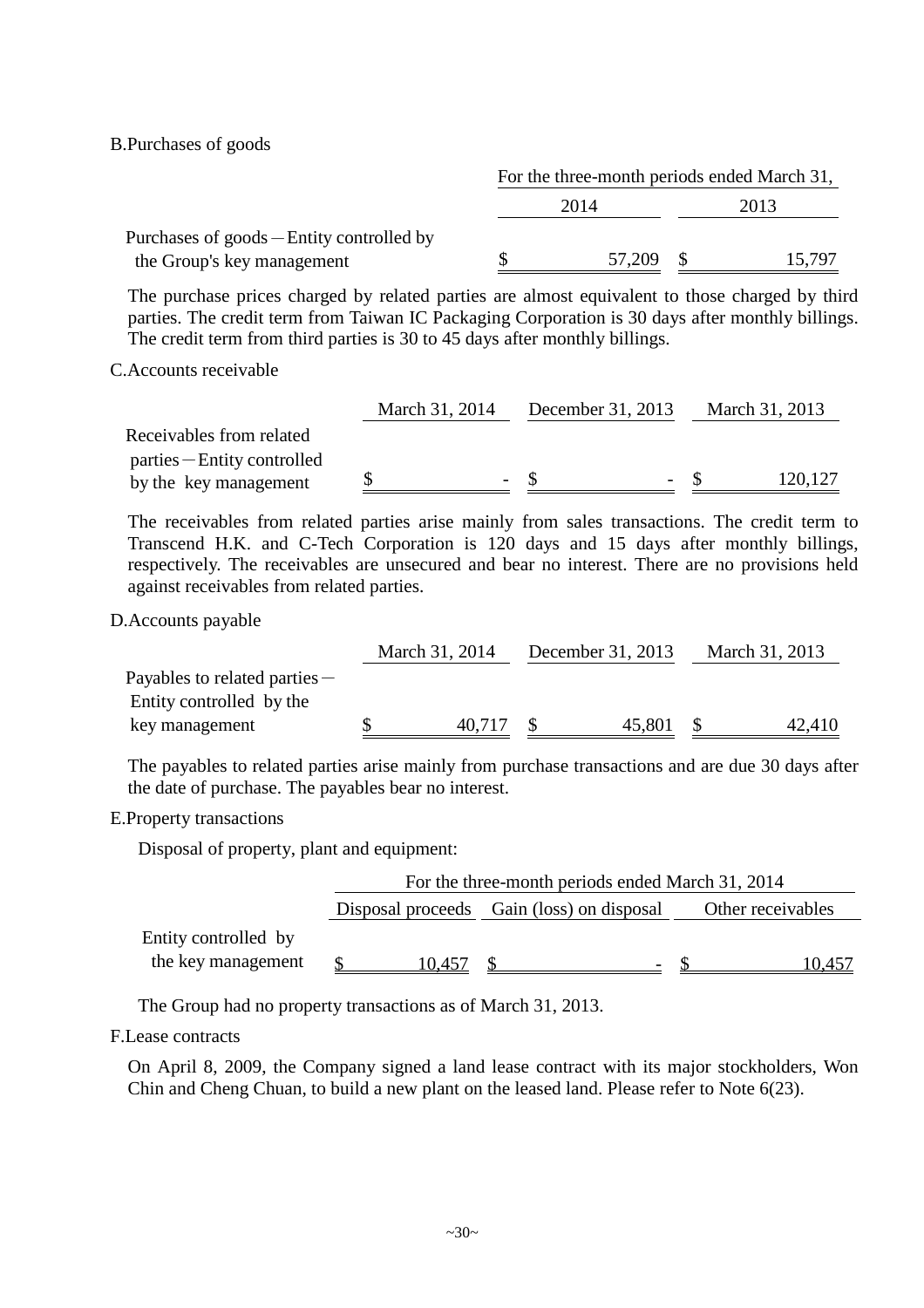B.Purchases of goods

| | For the three-month periods ended March 31, | |
|---|---|---|
| | 2014 | 2013 |
| Purchases of goods－Entity controlled by the Group's key management | $ 57,209 | $ 15,797 |

The purchase prices charged by related parties are almost equivalent to those charged by third parties. The credit term from Taiwan IC Packaging Corporation is 30 days after monthly billings. The credit term from third parties is 30 to 45 days after monthly billings.

C.Accounts receivable

| | March 31, 2014 | December 31, 2013 | March 31, 2013 |
|---|---|---|---|
| Receivables from related parties－Entity controlled by the key management | $ - | $ - | $ 120,127 |

The receivables from related parties arise mainly from sales transactions. The credit term to Transcend H.K. and C-Tech Corporation is 120 days and 15 days after monthly billings, respectively. The receivables are unsecured and bear no interest. There are no provisions held against receivables from related parties.

D.Accounts payable

| | March 31, 2014 | December 31, 2013 | March 31, 2013 |
|---|---|---|---|
| Payables to related parties－Entity controlled by the key management | $ 40,717 | $ 45,801 | $ 42,410 |

The payables to related parties arise mainly from purchase transactions and are due 30 days after the date of purchase. The payables bear no interest.

E.Property transactions

Disposal of property, plant and equipment:

| | For the three-month periods ended March 31, 2014 | | |
|---|---|---|---|
| | Disposal proceeds | Gain (loss) on disposal | Other receivables |
| Entity controlled by the key management | $ 10,457 | $ - | $ 10,457 |

The Group had no property transactions as of March 31, 2013.

F.Lease contracts

On April 8, 2009, the Company signed a land lease contract with its major stockholders, Won Chin and Cheng Chuan, to build a new plant on the leased land. Please refer to Note 6(23).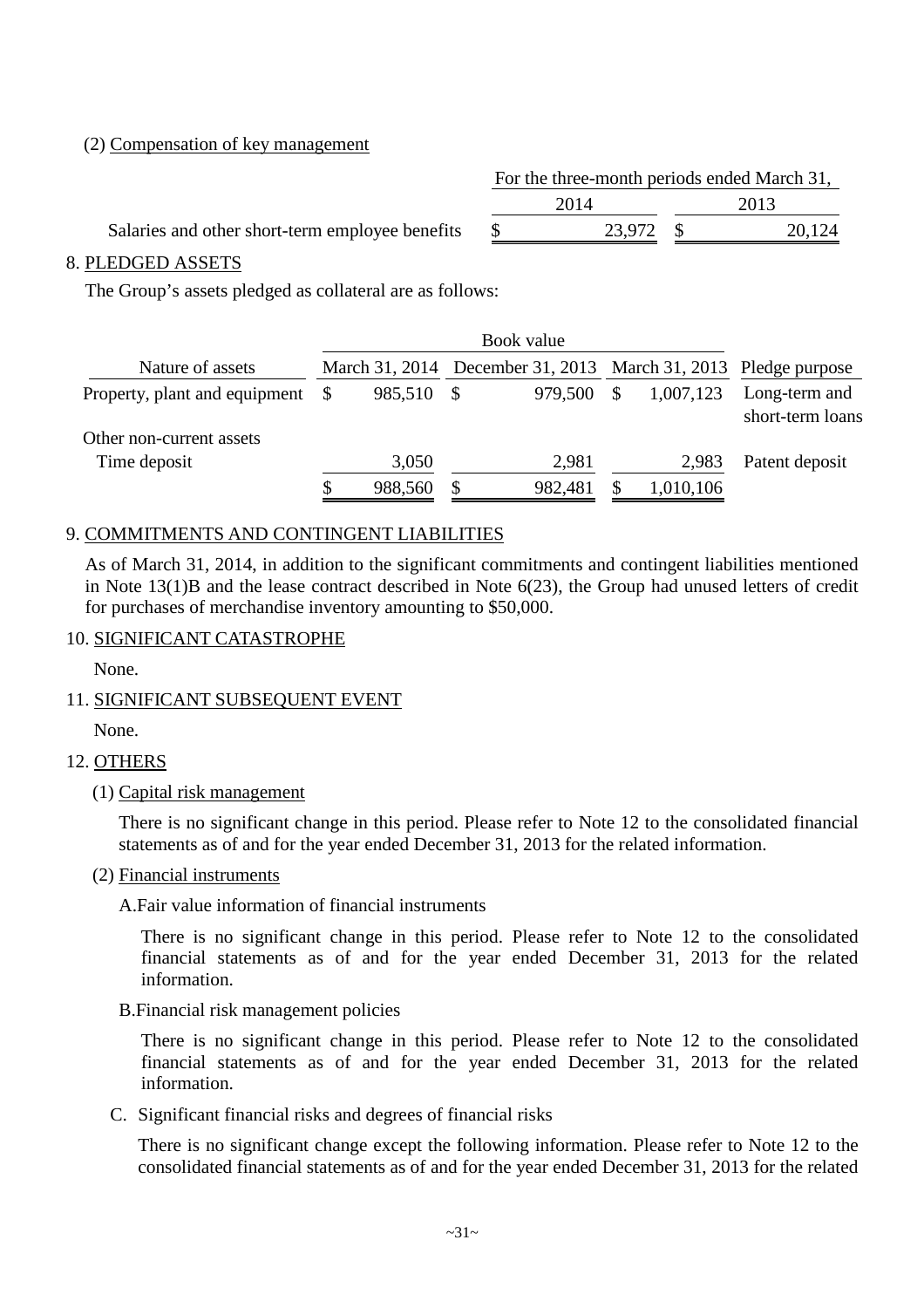(2) Compensation of key management

| | For the three-month periods ended March 31, | |
|---|---|---|
| | 2014 | 2013 |
| Salaries and other short-term employee benefits | $ 23,972 | $ 20,124 |

8. PLEDGED ASSETS

The Group's assets pledged as collateral are as follows:

| | Book value | | | |
|---|---|---|---|---|
| Nature of assets | March 31, 2014 | December 31, 2013 | March 31, 2013 | Pledge purpose |
| Property, plant and equipment | $ 985,510 | $ 979,500 | $ 1,007,123 | Long-term and short-term loans |
| Other non-current assets | | | | |
| Time deposit | 3,050 | 2,981 | 2,983 | Patent deposit |
| | $ 988,560 | $ 982,481 | $ 1,010,106 | |

9. COMMITMENTS AND CONTINGENT LIABILITIES

As of March 31, 2014, in addition to the significant commitments and contingent liabilities mentioned in Note 13(1)B and the lease contract described in Note 6(23), the Group had unused letters of credit for purchases of merchandise inventory amounting to $50,000.

10. SIGNIFICANT CATASTROPHE

None.

11. SIGNIFICANT SUBSEQUENT EVENT

None.

12. OTHERS

(1) Capital risk management

There is no significant change in this period. Please refer to Note 12 to the consolidated financial statements as of and for the year ended December 31, 2013 for the related information.

(2) Financial instruments

A.Fair value information of financial instruments

There is no significant change in this period. Please refer to Note 12 to the consolidated financial statements as of and for the year ended December 31, 2013 for the related information.

B.Financial risk management policies

There is no significant change in this period. Please refer to Note 12 to the consolidated financial statements as of and for the year ended December 31, 2013 for the related information.

C. Significant financial risks and degrees of financial risks

There is no significant change except the following information. Please refer to Note 12 to the consolidated financial statements as of and for the year ended December 31, 2013 for the related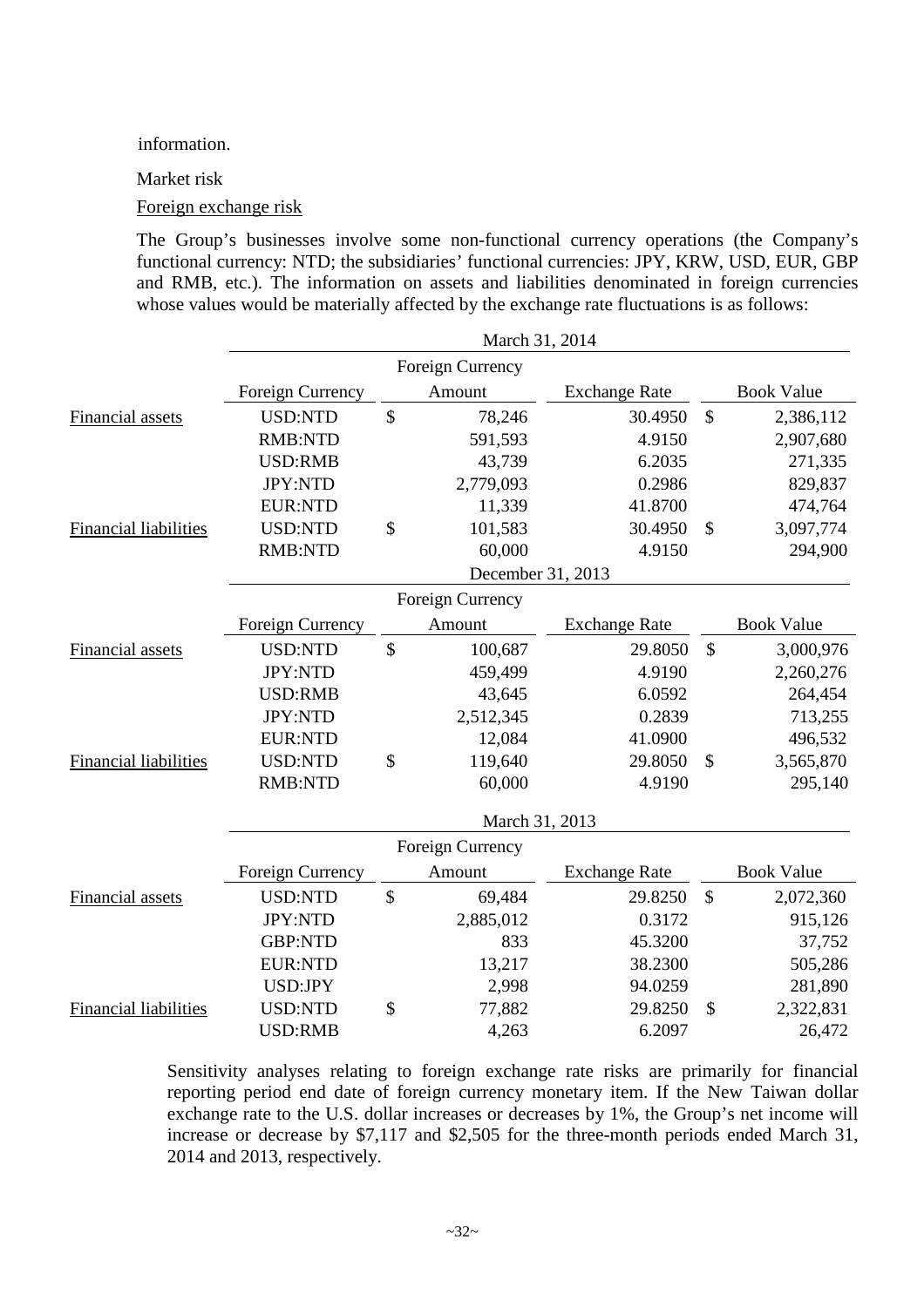information.

Market risk

Foreign exchange risk

The Group's businesses involve some non-functional currency operations (the Company's functional currency: NTD; the subsidiaries' functional currencies: JPY, KRW, USD, EUR, GBP and RMB, etc.). The information on assets and liabilities denominated in foreign currencies whose values would be materially affected by the exchange rate fluctuations is as follows:

| | March 31, 2014 | | | | | |
|---|---|---|---|---|---|---|
| | Foreign Currency | | Foreign Currency Amount | Exchange Rate | | Book Value |
| Financial assets | USD:NTD | $ | 78,246 | 30.4950 | $ | 2,386,112 |
| | RMB:NTD | | 591,593 | 4.9150 | | 2,907,680 |
| | USD:RMB | | 43,739 | 6.2035 | | 271,335 |
| | JPY:NTD | | 2,779,093 | 0.2986 | | 829,837 |
| | EUR:NTD | | 11,339 | 41.8700 | | 474,764 |
| Financial liabilities | USD:NTD | $ | 101,583 | 30.4950 | $ | 3,097,774 |
| | RMB:NTD | | 60,000 | 4.9150 | | 294,900 |

| | December 31, 2013 | | | | | |
|---|---|---|---|---|---|---|
| | Foreign Currency | | Foreign Currency Amount | Exchange Rate | | Book Value |
| Financial assets | USD:NTD | $ | 100,687 | 29.8050 | $ | 3,000,976 |
| | JPY:NTD | | 459,499 | 4.9190 | | 2,260,276 |
| | USD:RMB | | 43,645 | 6.0592 | | 264,454 |
| | JPY:NTD | | 2,512,345 | 0.2839 | | 713,255 |
| | EUR:NTD | | 12,084 | 41.0900 | | 496,532 |
| Financial liabilities | USD:NTD | $ | 119,640 | 29.8050 | $ | 3,565,870 |
| | RMB:NTD | | 60,000 | 4.9190 | | 295,140 |

| | March 31, 2013 | | | | | |
|---|---|---|---|---|---|---|
| | Foreign Currency | | Foreign Currency Amount | Exchange Rate | | Book Value |
| Financial assets | USD:NTD | $ | 69,484 | 29.8250 | $ | 2,072,360 |
| | JPY:NTD | | 2,885,012 | 0.3172 | | 915,126 |
| | GBP:NTD | | 833 | 45.3200 | | 37,752 |
| | EUR:NTD | | 13,217 | 38.2300 | | 505,286 |
| | USD:JPY | | 2,998 | 94.0259 | | 281,890 |
| Financial liabilities | USD:NTD | $ | 77,882 | 29.8250 | $ | 2,322,831 |
| | USD:RMB | | 4,263 | 6.2097 | | 26,472 |

Sensitivity analyses relating to foreign exchange rate risks are primarily for financial reporting period end date of foreign currency monetary item. If the New Taiwan dollar exchange rate to the U.S. dollar increases or decreases by 1%, the Group's net income will increase or decrease by $7,117 and $2,505 for the three-month periods ended March 31, 2014 and 2013, respectively.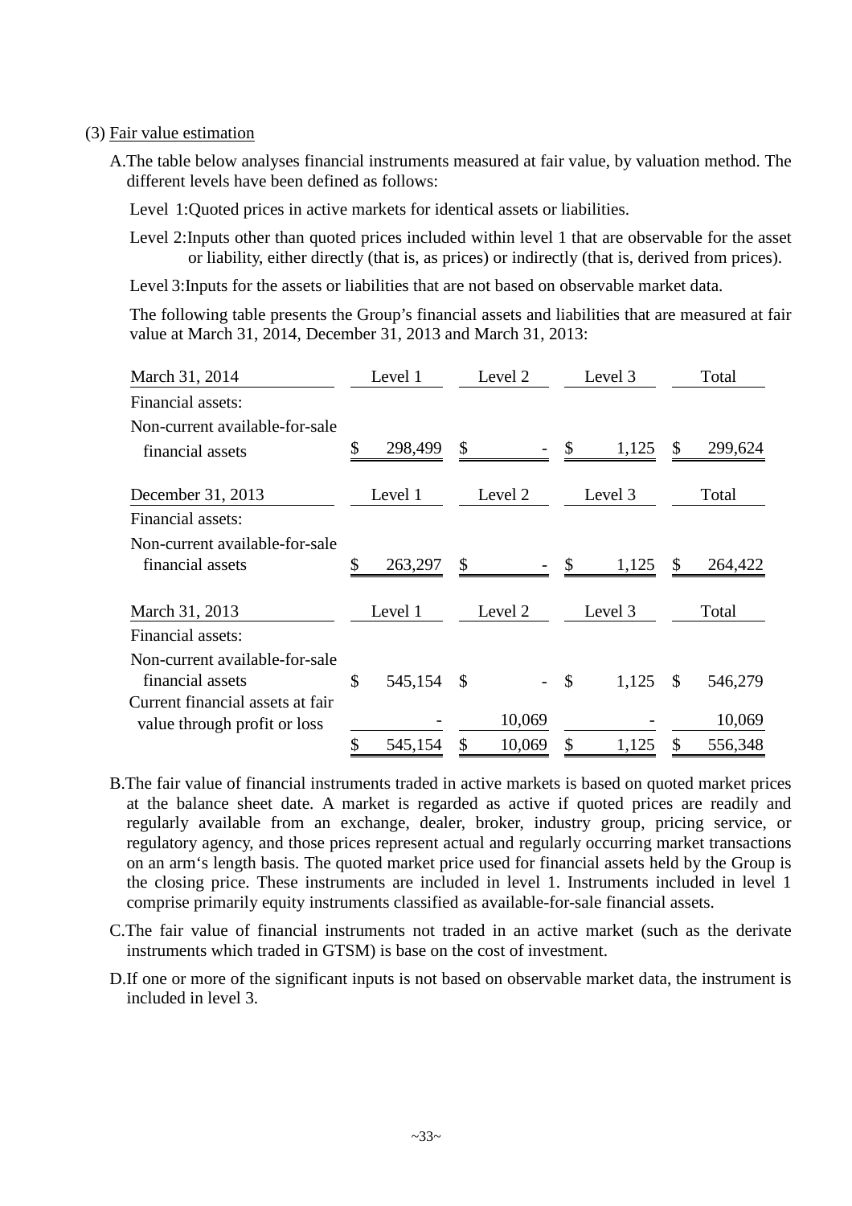(3) Fair value estimation

A. The table below analyses financial instruments measured at fair value, by valuation method. The different levels have been defined as follows:

Level 1: Quoted prices in active markets for identical assets or liabilities.

Level 2: Inputs other than quoted prices included within level 1 that are observable for the asset or liability, either directly (that is, as prices) or indirectly (that is, derived from prices).

Level 3: Inputs for the assets or liabilities that are not based on observable market data.

The following table presents the Group's financial assets and liabilities that are measured at fair value at March 31, 2014, December 31, 2013 and March 31, 2013:

| March 31, 2014 | Level 1 | Level 2 | Level 3 | Total |
|---|---|---|---|---|
| Financial assets: | | | | |
| Non-current available-for-sale financial assets | $ 298,499 | $ - | $ 1,125 | $ 299,624 |

| December 31, 2013 | Level 1 | Level 2 | Level 3 | Total |
|---|---|---|---|---|
| Financial assets: | | | | |
| Non-current available-for-sale financial assets | $ 263,297 | $ - | $ 1,125 | $ 264,422 |

| March 31, 2013 | Level 1 | Level 2 | Level 3 | Total |
|---|---|---|---|---|
| Financial assets: | | | | |
| Non-current available-for-sale financial assets | $ 545,154 | $ - | $ 1,125 | $ 546,279 |
| Current financial assets at fair value through profit or loss | - | 10,069 | - | 10,069 |
| | $ 545,154 | $ 10,069 | $ 1,125 | $ 556,348 |

B. The fair value of financial instruments traded in active markets is based on quoted market prices at the balance sheet date. A market is regarded as active if quoted prices are readily and regularly available from an exchange, dealer, broker, industry group, pricing service, or regulatory agency, and those prices represent actual and regularly occurring market transactions on an arm's length basis. The quoted market price used for financial assets held by the Group is the closing price. These instruments are included in level 1. Instruments included in level 1 comprise primarily equity instruments classified as available-for-sale financial assets.

C. The fair value of financial instruments not traded in an active market (such as the derivate instruments which traded in GTSM) is base on the cost of investment.

D. If one or more of the significant inputs is not based on observable market data, the instrument is included in level 3.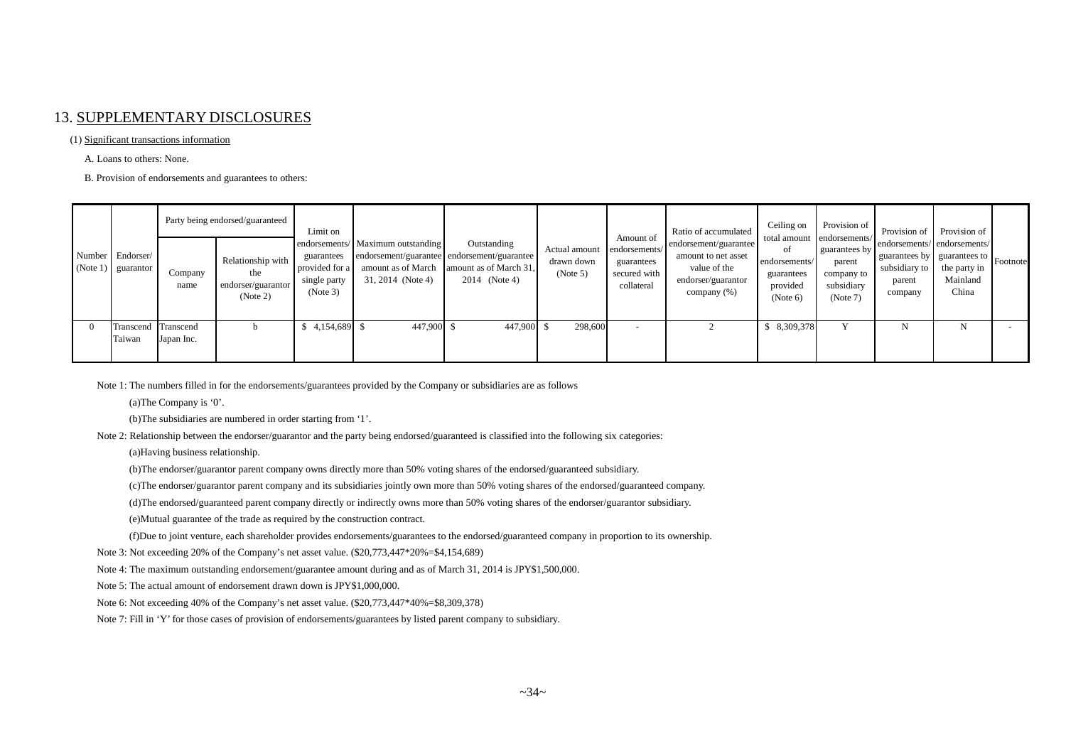## 13. SUPPLEMENTARY DISCLOSURES

(1) Significant transactions information

A. Loans to others: None.

B. Provision of endorsements and guarantees to others:

| Number (Note 1) | Endorser/ guarantor | Party being endorsed/guaranteed | | Limit on endorsements/ guarantees provided for a single party (Note 3) | Maximum outstanding endorsement/guarantee amount as of March 31, 2014 (Note 4) | Outstanding endorsement/guarantee amount as of March 31, 2014 (Note 4) | Actual amount drawn down (Note 5) | Amount of endorsements/ guarantees secured with collateral | Ratio of accumulated endorsement/guarantee amount to net asset value of the endorser/guarantor company (%) | Ceiling on total amount of endorsements/ guarantees provided (Note 6) | Provision of endorsements/ guarantees by parent company to subsidiary (Note 7) | Provision of endorsements/ guarantees by subsidiary to parent company | Provision of endorsements/ guarantees to the party in Mainland China | Footnote |
|---|---|---|---|---|---|---|---|---|---|---|---|---|---|---|
| | | Company name | Relationship with the endorser/guarantor (Note 2) | | | | | | | | | | | |
| 0 | Transcend Taiwan | Transcend Japan Inc. | b | $ 4,154,689 | $ 447,900 | $ 447,900 | $ 298,600 | - | 2 | $ 8,309,378 | Y | N | N | - |

Note 1: The numbers filled in for the endorsements/guarantees provided by the Company or subsidiaries are as follows

(a)The Company is '0'.

(b)The subsidiaries are numbered in order starting from '1'.

Note 2: Relationship between the endorser/guarantor and the party being endorsed/guaranteed is classified into the following six categories:

(a)Having business relationship.

(b)The endorser/guarantor parent company owns directly more than 50% voting shares of the endorsed/guaranteed subsidiary.

(c)The endorser/guarantor parent company and its subsidiaries jointly own more than 50% voting shares of the endorsed/guaranteed company.

(d)The endorsed/guaranteed parent company directly or indirectly owns more than 50% voting shares of the endorser/guarantor subsidiary.

(e)Mutual guarantee of the trade as required by the construction contract.

(f)Due to joint venture, each shareholder provides endorsements/guarantees to the endorsed/guaranteed company in proportion to its ownership.

Note 3: Not exceeding 20% of the Company's net asset value. ($20,773,447*20%=$4,154,689)

Note 4: The maximum outstanding endorsement/guarantee amount during and as of March 31, 2014 is JPY$1,500,000.

Note 5: The actual amount of endorsement drawn down is JPY$1,000,000.

Note 6: Not exceeding 40% of the Company's net asset value. ($20,773,447*40%=$8,309,378)

Note 7: Fill in 'Y' for those cases of provision of endorsements/guarantees by listed parent company to subsidiary.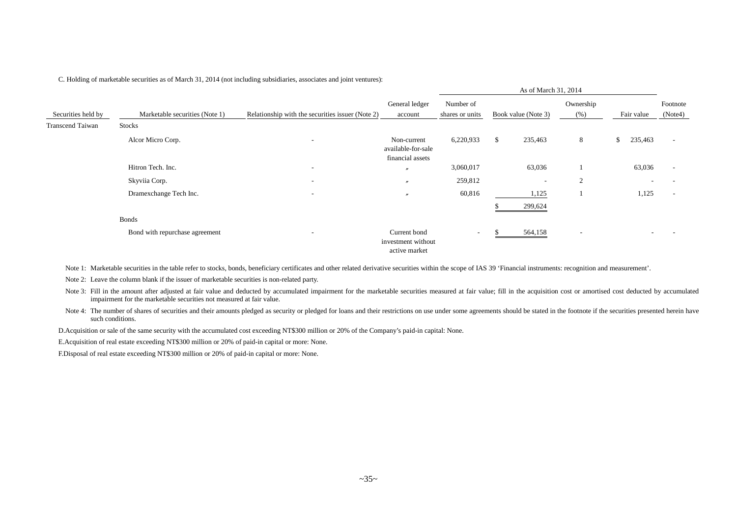C. Holding of marketable securities as of March 31, 2014 (not including subsidiaries, associates and joint ventures):

| | | | | As of March 31, 2014 | | | | |
|---|---|---|---|---|---|---|---|---|
| Securities held by | Marketable securities (Note 1) | Relationship with the securities issuer (Note 2) | General ledger account | Number of shares or units | Book value (Note 3) | Ownership (%) | Fair value | Footnote (Note4) |
| Transcend Taiwan | Stocks | | | | | | | |
| | Alcor Micro Corp. | - | Non-current available-for-sale financial assets | 6,220,933 | $ 235,463 | 8 | $ 235,463 | - |
| | Hitron Tech. Inc. | - | 〃 | 3,060,017 | 63,036 | 1 | 63,036 | - |
| | Skyviia Corp. | - | 〃 | 259,812 | - | 2 | - | - |
| | Dramexchange Tech Inc. | - | 〃 | 60,816 | 1,125 | 1 | 1,125 | - |
| | | | | | $ 299,624 | | | |
| | Bonds | | | | | | | |
| | Bond with repurchase agreement | - | Current bond investment without active market | - | $ 564,158 | - | - | - |

Note 1: Marketable securities in the table refer to stocks, bonds, beneficiary certificates and other related derivative securities within the scope of IAS 39 'Financial instruments: recognition and measurement'.

Note 2: Leave the column blank if the issuer of marketable securities is non-related party.

Note 3: Fill in the amount after adjusted at fair value and deducted by accumulated impairment for the marketable securities measured at fair value; fill in the acquisition cost or amortised cost deducted by accumulated impairment for the marketable securities not measured at fair value.

Note 4: The number of shares of securities and their amounts pledged as security or pledged for loans and their restrictions on use under some agreements should be stated in the footnote if the securities presented herein have such conditions.

D.Acquisition or sale of the same security with the accumulated cost exceeding NT$300 million or 20% of the Company's paid-in capital: None.

E.Acquisition of real estate exceeding NT$300 million or 20% of paid-in capital or more: None.

F.Disposal of real estate exceeding NT$300 million or 20% of paid-in capital or more: None.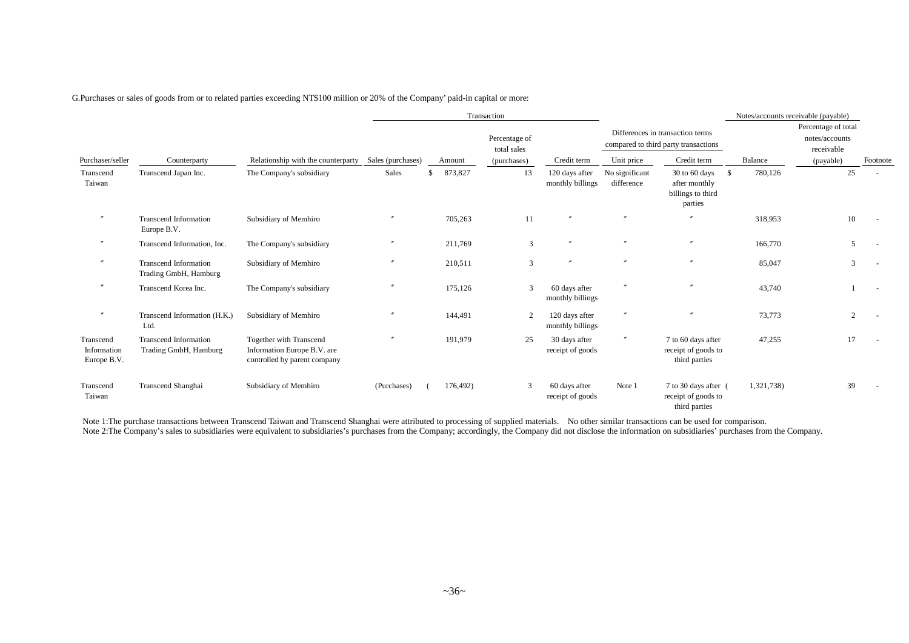G.Purchases or sales of goods from or to related parties exceeding NT$100 million or 20% of the Company' paid-in capital or more:

| | | | Transaction | | | | Differences in transaction terms compared to third party transactions | | Notes/accounts receivable (payable) | | |
|---|---|---|---|---|---|---|---|---|---|---|---|
| Purchaser/seller | Counterparty | Relationship with the counterparty | Sales (purchases) | Amount | Percentage of total sales (purchases) | Credit term | Unit price | Credit term | Balance | Percentage of total notes/accounts receivable (payable) | Footnote |
| Transcend Taiwan | Transcend Japan Inc. | The Company's subsidiary | Sales | $ 873,827 | 13 | 120 days after monthly billings | No significant difference | 30 to 60 days after monthly billings to third parties | $ 780,126 | 25 | - |
| 〃 | Transcend Information Europe B.V. | Subsidiary of Memhiro | 〃 | 705,263 | 11 | 〃 | 〃 | 〃 | 318,953 | 10 | - |
| 〃 | Transcend Information, Inc. | The Company's subsidiary | 〃 | 211,769 | 3 | 〃 | 〃 | 〃 | 166,770 | 5 | - |
| 〃 | Transcend Information Trading GmbH, Hamburg | Subsidiary of Memhiro | 〃 | 210,511 | 3 | 〃 | 〃 | 〃 | 85,047 | 3 | - |
| 〃 | Transcend Korea Inc. | The Company's subsidiary | 〃 | 175,126 | 3 | 60 days after monthly billings | 〃 | 〃 | 43,740 | 1 | - |
| 〃 | Transcend Information (H.K.) Ltd. | Subsidiary of Memhiro | 〃 | 144,491 | 2 | 120 days after monthly billings | 〃 | 〃 | 73,773 | 2 | - |
| Transcend Information Europe B.V. | Transcend Information Trading GmbH, Hamburg | Together with Transcend Information Europe B.V. are controlled by parent company | 〃 | 191,979 | 25 | 30 days after receipt of goods | 〃 | 7 to 60 days after receipt of goods to third parties | 47,255 | 17 | - |
| Transcend Taiwan | Transcend Shanghai | Subsidiary of Memhiro | (Purchases) | ( 176,492) | 3 | 60 days after receipt of goods | Note 1 | 7 to 30 days after receipt of goods to third parties | ( 1,321,738) | 39 | - |

Note 1:The purchase transactions between Transcend Taiwan and Transcend Shanghai were attributed to processing of supplied materials. No other similar transactions can be used for comparison.
Note 2:The Company's sales to subsidiaries were equivalent to subsidiaries's purchases from the Company; accordingly, the Company did not disclose the information on subsidiaries' purchases from the Company.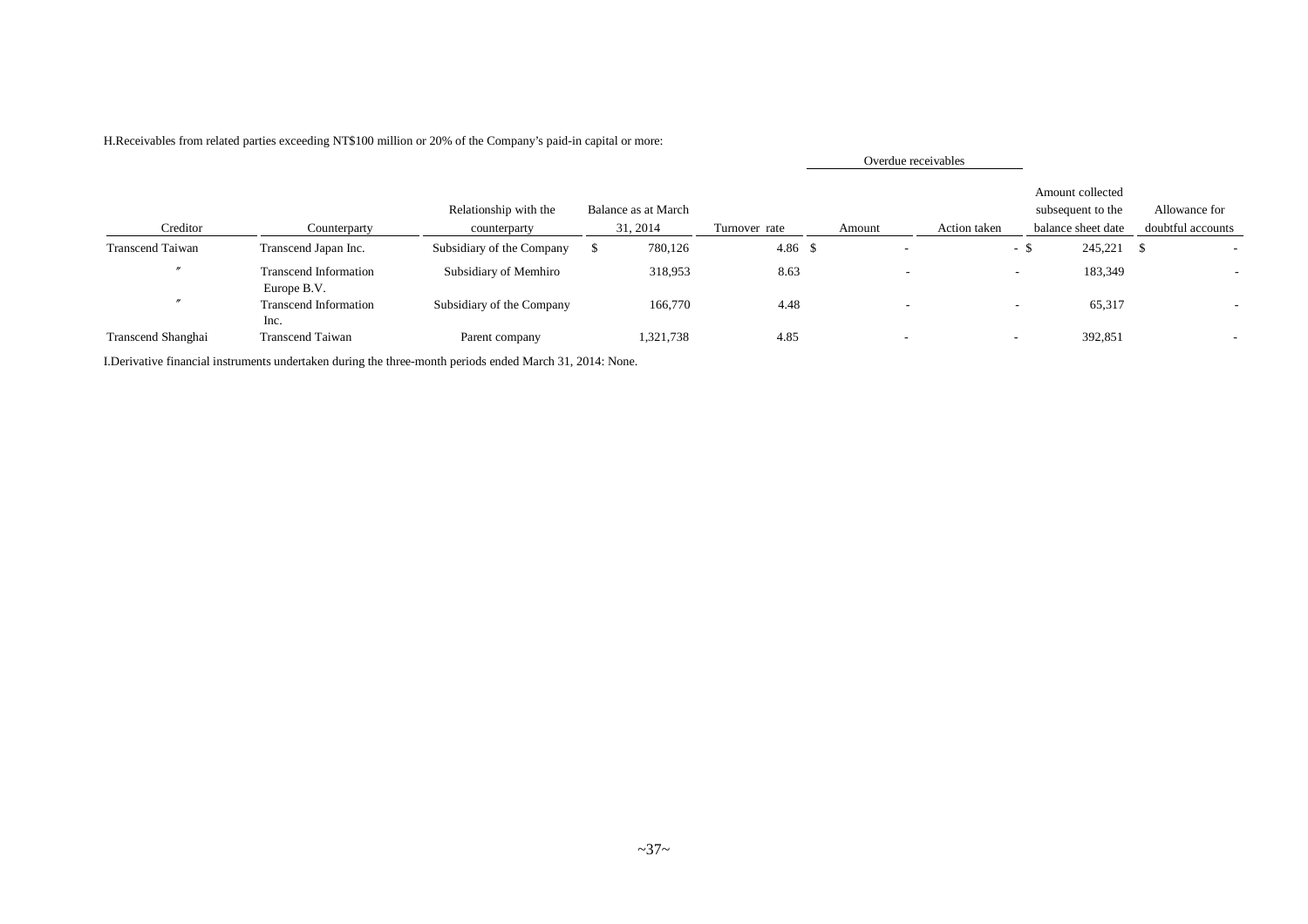H.Receivables from related parties exceeding NT$100 million or 20% of the Company's paid-in capital or more:

| Creditor | Counterparty | Relationship with the counterparty | Balance as at March 31, 2014 | Turnover rate | Overdue receivables | | Amount collected subsequent to the balance sheet date | Allowance for doubtful accounts |
|---|---|---|---|---|---|---|---|---|
| | | | | | Amount | Action taken | | |
| Transcend Taiwan | Transcend Japan Inc. | Subsidiary of the Company | $ 780,126 | 4.86 | $ - | - | $ 245,221 | $ - |
| 〃 | Transcend Information Europe B.V. | Subsidiary of Memhiro | 318,953 | 8.63 | - | - | 183,349 | - |
| 〃 | Transcend Information Inc. | Subsidiary of the Company | 166,770 | 4.48 | - | - | 65,317 | - |
| Transcend Shanghai | Transcend Taiwan | Parent company | 1,321,738 | 4.85 | - | - | 392,851 | - |

I.Derivative financial instruments undertaken during the three-month periods ended March 31, 2014: None.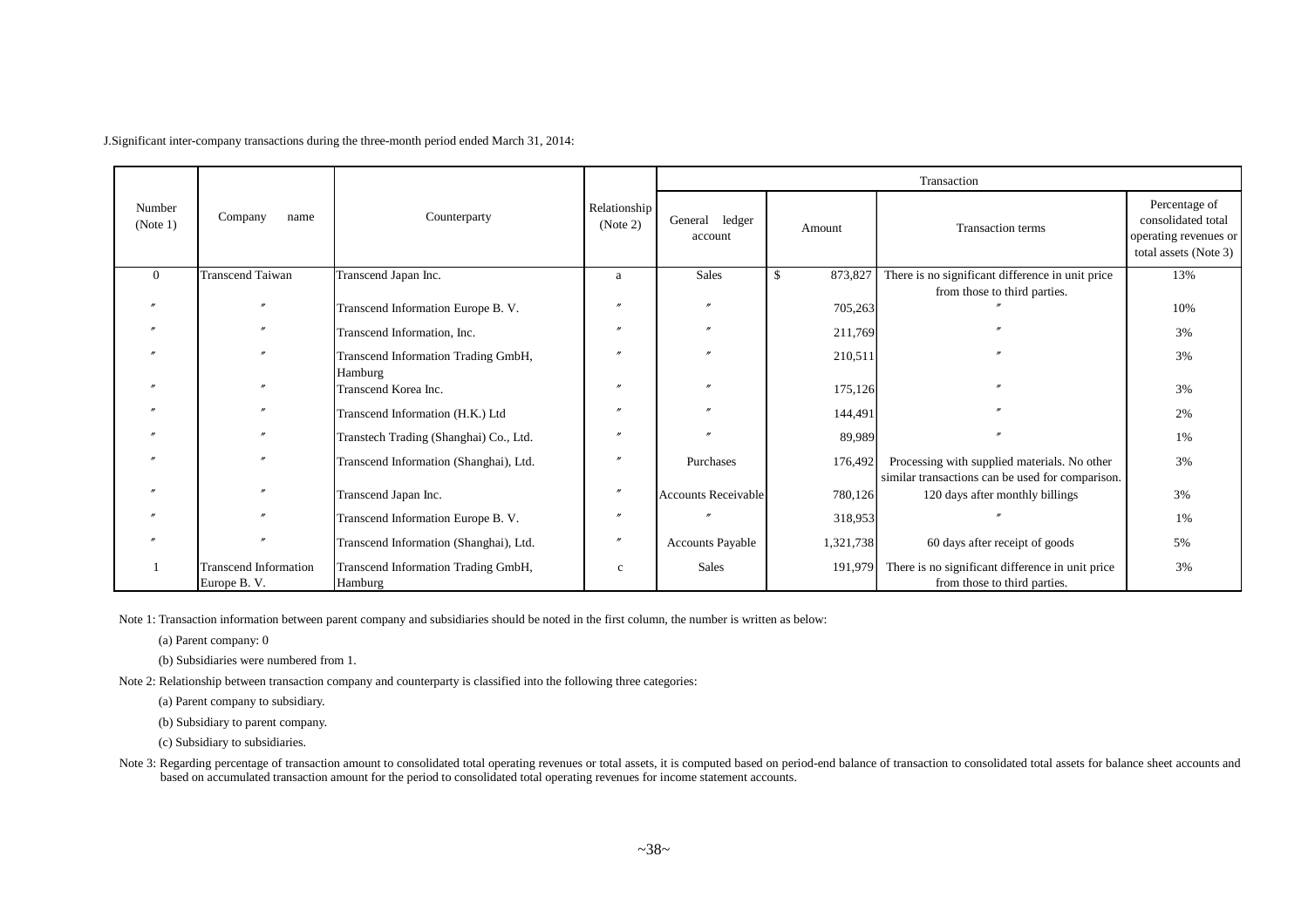J.Significant inter-company transactions during the three-month period ended March 31, 2014:

| Number (Note 1) | Company name | Counterparty | Relationship (Note 2) | Transaction | | | |
|---|---|---|---|---|---|---|---|
| | | | | General ledger account | Amount | Transaction terms | Percentage of consolidated total operating revenues or total assets (Note 3) |
| 0 | Transcend Taiwan | Transcend Japan Inc. | a | Sales | $ 873,827 | There is no significant difference in unit price from those to third parties. | 13% |
| 〃 | 〃 | Transcend Information Europe B. V. | 〃 | 〃 | 705,263 | 〃 | 10% |
| 〃 | 〃 | Transcend Information, Inc. | 〃 | 〃 | 211,769 | 〃 | 3% |
| 〃 | 〃 | Transcend Information Trading GmbH, Hamburg | 〃 | 〃 | 210,511 | 〃 | 3% |
| 〃 | 〃 | Transcend Korea Inc. | 〃 | 〃 | 175,126 | 〃 | 3% |
| 〃 | 〃 | Transcend Information (H.K.) Ltd | 〃 | 〃 | 144,491 | 〃 | 2% |
| 〃 | 〃 | Transtech Trading (Shanghai) Co., Ltd. | 〃 | 〃 | 89,989 | 〃 | 1% |
| 〃 | 〃 | Transcend Information (Shanghai), Ltd. | 〃 | Purchases | 176,492 | Processing with supplied materials. No other similar transactions can be used for comparison. | 3% |
| 〃 | 〃 | Transcend Japan Inc. | 〃 | Accounts Receivable | 780,126 | 120 days after monthly billings | 3% |
| 〃 | 〃 | Transcend Information Europe B. V. | 〃 | 〃 | 318,953 | 〃 | 1% |
| 〃 | 〃 | Transcend Information (Shanghai), Ltd. | 〃 | Accounts Payable | 1,321,738 | 60 days after receipt of goods | 5% |
| 1 | Transcend Information Europe B. V. | Transcend Information Trading GmbH, Hamburg | c | Sales | 191,979 | There is no significant difference in unit price from those to third parties. | 3% |

Note 1: Transaction information between parent company and subsidiaries should be noted in the first column, the number is written as below:

(a) Parent company: 0

(b) Subsidiaries were numbered from 1.

Note 2: Relationship between transaction company and counterparty is classified into the following three categories:

(a) Parent company to subsidiary.

(b) Subsidiary to parent company.

(c) Subsidiary to subsidiaries.

Note 3: Regarding percentage of transaction amount to consolidated total operating revenues or total assets, it is computed based on period-end balance of transaction to consolidated total assets for balance sheet accounts and based on accumulated transaction amount for the period to consolidated total operating revenues for income statement accounts.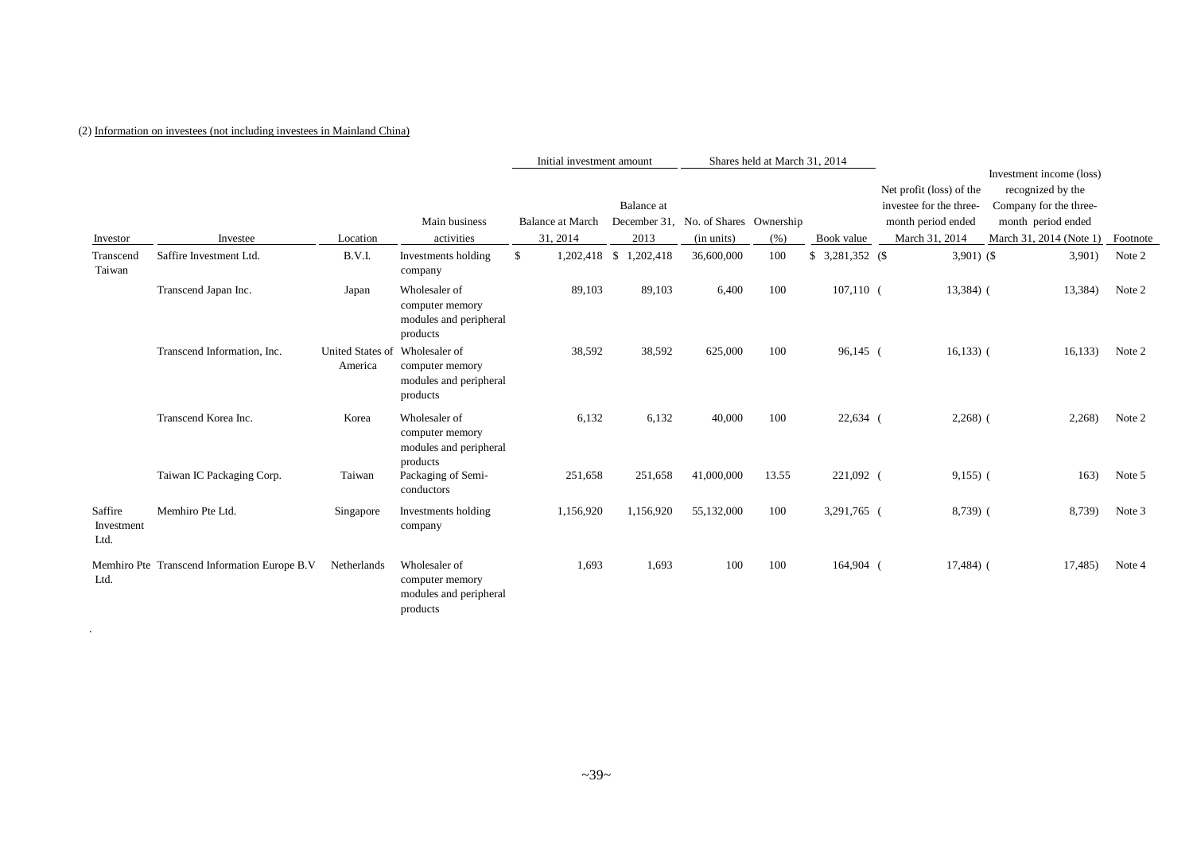(2) Information on investees (not including investees in Mainland China)

| Investor | Investee | Location | Main business activities | Initial investment amount | | Shares held at March 31, 2014 | | | Net profit (loss) of the investee for the three-month period ended March 31, 2014 | Investment income (loss) recognized by the Company for the three-month period ended March 31, 2014 (Note 1) | Footnote |
|---|---|---|---|---|---|---|---|---|---|---|---|
| | | | | Balance at March 31, 2014 | Balance at December 31, 2013 | No. of Shares (in units) | Ownership (%) | Book value | | | |
| Transcend Taiwan | Saffire Investment Ltd. | B.V.I. | Investments holding company | $ 1,202,418 | $ 1,202,418 | 36,600,000 | 100 | $ 3,281,352 | ($ 3,901) | ($ 3,901) | Note 2 |
| | Transcend Japan Inc. | Japan | Wholesaler of computer memory modules and peripheral products | 89,103 | 89,103 | 6,400 | 100 | 107,110 | ( 13,384) | ( 13,384) | Note 2 |
| | Transcend Information, Inc. | United States of America | Wholesaler of computer memory modules and peripheral products | 38,592 | 38,592 | 625,000 | 100 | 96,145 | ( 16,133) | ( 16,133) | Note 2 |
| | Transcend Korea Inc. | Korea | Wholesaler of computer memory modules and peripheral products | 6,132 | 6,132 | 40,000 | 100 | 22,634 | ( 2,268) | ( 2,268) | Note 2 |
| | Taiwan IC Packaging Corp. | Taiwan | Packaging of Semi-conductors | 251,658 | 251,658 | 41,000,000 | 13.55 | 221,092 | ( 9,155) | ( 163) | Note 5 |
| Saffire Investment Ltd. | Memhiro Pte Ltd. | Singapore | Investments holding company | 1,156,920 | 1,156,920 | 55,132,000 | 100 | 3,291,765 | ( 8,739) | ( 8,739) | Note 3 |
| Memhiro Pte Ltd. | Transcend Information Europe B.V | Netherlands | Wholesaler of computer memory modules and peripheral products | 1,693 | 1,693 | 100 | 100 | 164,904 | ( 17,484) | ( 17,485) | Note 4 |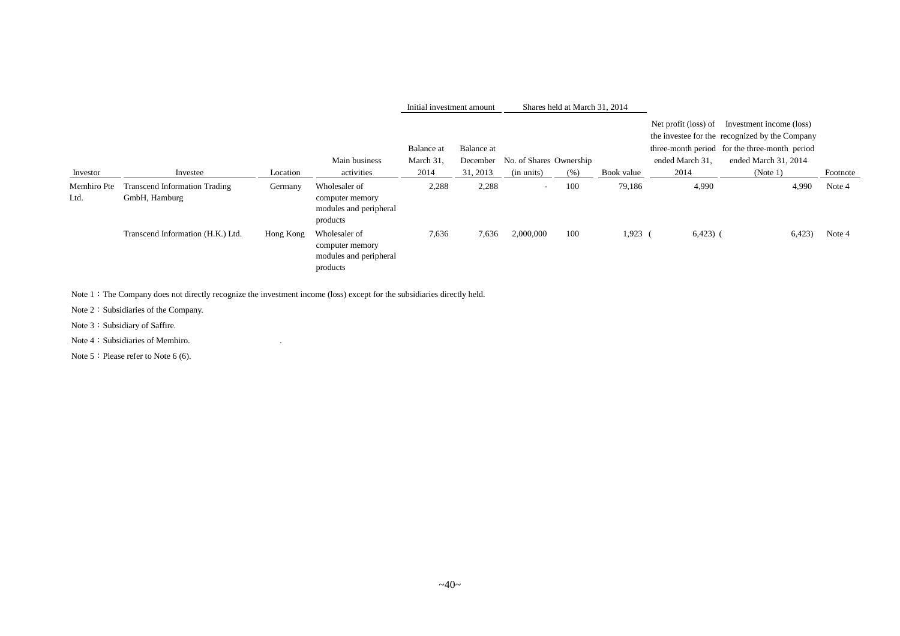| Investor | Investee | Location | Main business activities | Initial investment amount | | Shares held at March 31, 2014 | | | Net profit (loss) of the investee for the three-month period ended March 31, 2014 | Investment income (loss) recognized by the Company for the three-month period ended March 31, 2014 (Note 1) | Footnote |
|---|---|---|---|---|---|---|---|---|---|---|---|
| | | | | Balance at March 31, 2014 | Balance at December 31, 2013 | No. of Shares (in units) | Ownership (%) | Book value | | | |
| Memhiro Pte Ltd. | Transcend Information Trading GmbH, Hamburg | Germany | Wholesaler of computer memory modules and peripheral products | 2,288 | 2,288 | - | 100 | 79,186 | 4,990 | 4,990 | Note 4 |
| | Transcend Information (H.K.) Ltd. | Hong Kong | Wholesaler of computer memory modules and peripheral products | 7,636 | 7,636 | 2,000,000 | 100 | 1,923 | ( 6,423) | ( 6,423) | Note 4 |

Note 1：The Company does not directly recognize the investment income (loss) except for the subsidiaries directly held.

Note 2：Subsidiaries of the Company.

Note 3：Subsidiary of Saffire.

Note 4：Subsidiaries of Memhiro.

Note 5：Please refer to Note 6 (6).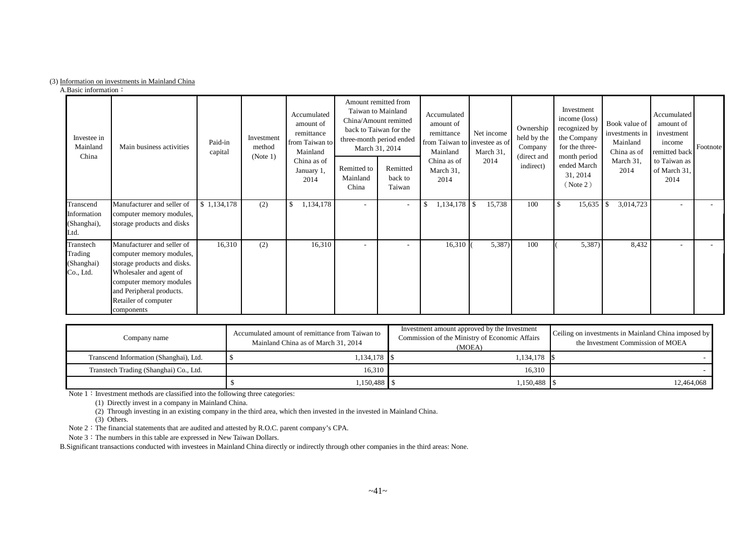(3) Information on investments in Mainland China

A.Basic information：

| Investee in Mainland China | Main business activities | Paid-in capital | Investment method (Note 1) | Accumulated amount of remittance from Taiwan to Mainland China as of January 1, 2014 | Amount remitted from Taiwan to Mainland China/Amount remitted back to Taiwan for the three-month period ended March 31, 2014 | | Accumulated amount of remittance from Taiwan to Mainland China as of March 31, 2014 | Net income investee as of March 31, 2014 | Ownership held by the Company (direct and indirect) | Investment income (loss) recognized by the Company for the three-month period ended March 31, 2014 （Note 2） | Book value of investments in Mainland China as of March 31, 2014 | Accumulated amount of investment income remitted back to Taiwan as of March 31, 2014 | Footnote |
|---|---|---|---|---|---|---|---|---|---|---|---|---|---|
| | | | | | Remitted to Mainland China | Remitted back to Taiwan | | | | | | | |
| Transcend Information (Shanghai), Ltd. | Manufacturer and seller of computer memory modules, storage products and disks | $ 1,134,178 | (2) | $ 1,134,178 | - | - | $ 1,134,178 | $ 15,738 | 100 | $ 15,635 | $ 3,014,723 | - | - |
| Transtech Trading (Shanghai) Co., Ltd. | Manufacturer and seller of computer memory modules, storage products and disks. Wholesaler and agent of computer memory modules and Peripheral products. Retailer of computer components | 16,310 | (2) | 16,310 | - | - | 16,310 | ( 5,387) | 100 | ( 5,387) | 8,432 | - | - |

| Company name | Accumulated amount of remittance from Taiwan to Mainland China as of March 31, 2014 | Investment amount approved by the Investment Commission of the Ministry of Economic Affairs (MOEA) | Ceiling on investments in Mainland China imposed by the Investment Commission of MOEA |
|---|---|---|---|
| Transcend Information (Shanghai), Ltd. | $ 1,134,178 | $ 1,134,178 | $ - |
| Transtech Trading (Shanghai) Co., Ltd. | 16,310 | 16,310 | - |
| | $ 1,150,488 | $ 1,150,488 | $ 12,464,068 |

Note 1：Investment methods are classified into the following three categories:

(1) Directly invest in a company in Mainland China.

(2) Through investing in an existing company in the third area, which then invested in the invested in Mainland China.

(3) Others.

Note 2：The financial statements that are audited and attested by R.O.C. parent company's CPA.

Note 3：The numbers in this table are expressed in New Taiwan Dollars.

B.Significant transactions conducted with investees in Mainland China directly or indirectly through other companies in the third areas: None.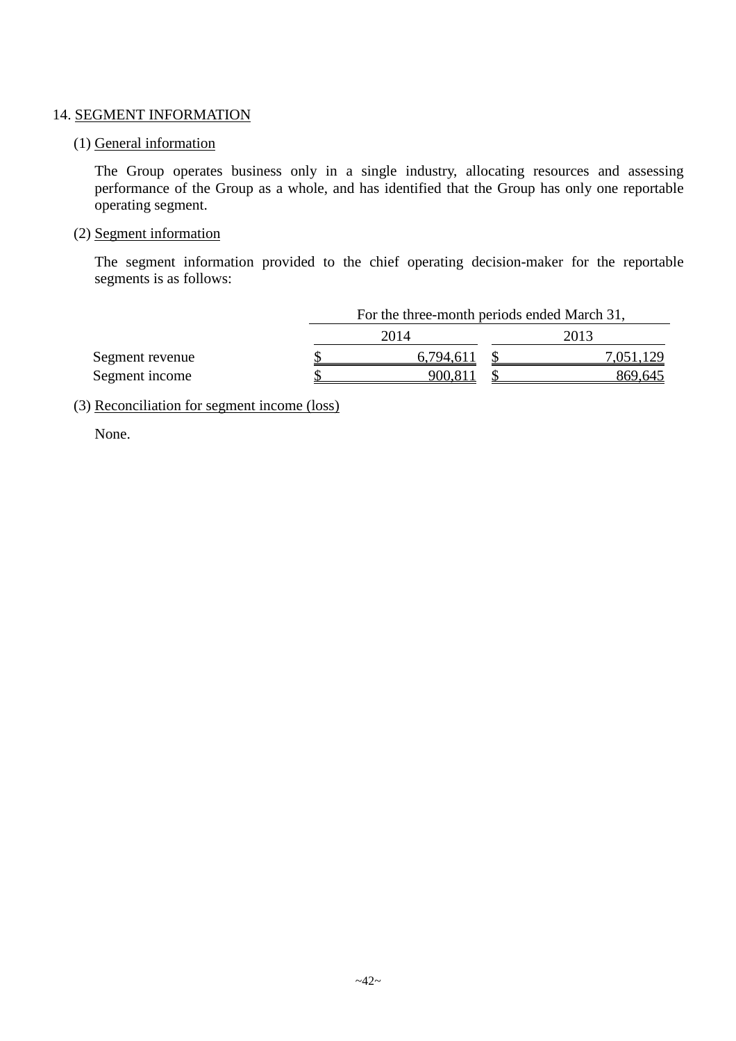## 14. SEGMENT INFORMATION

### (1) General information

The Group operates business only in a single industry, allocating resources and assessing performance of the Group as a whole, and has identified that the Group has only one reportable operating segment.

### (2) Segment information

The segment information provided to the chief operating decision-maker for the reportable segments is as follows:

| | For the three-month periods ended March 31, | |
|---|---|---|
| | 2014 | 2013 |
| Segment revenue | $ 6,794,611 | $ 7,051,129 |
| Segment income | $ 900,811 | $ 869,645 |

### (3) Reconciliation for segment income (loss)

None.